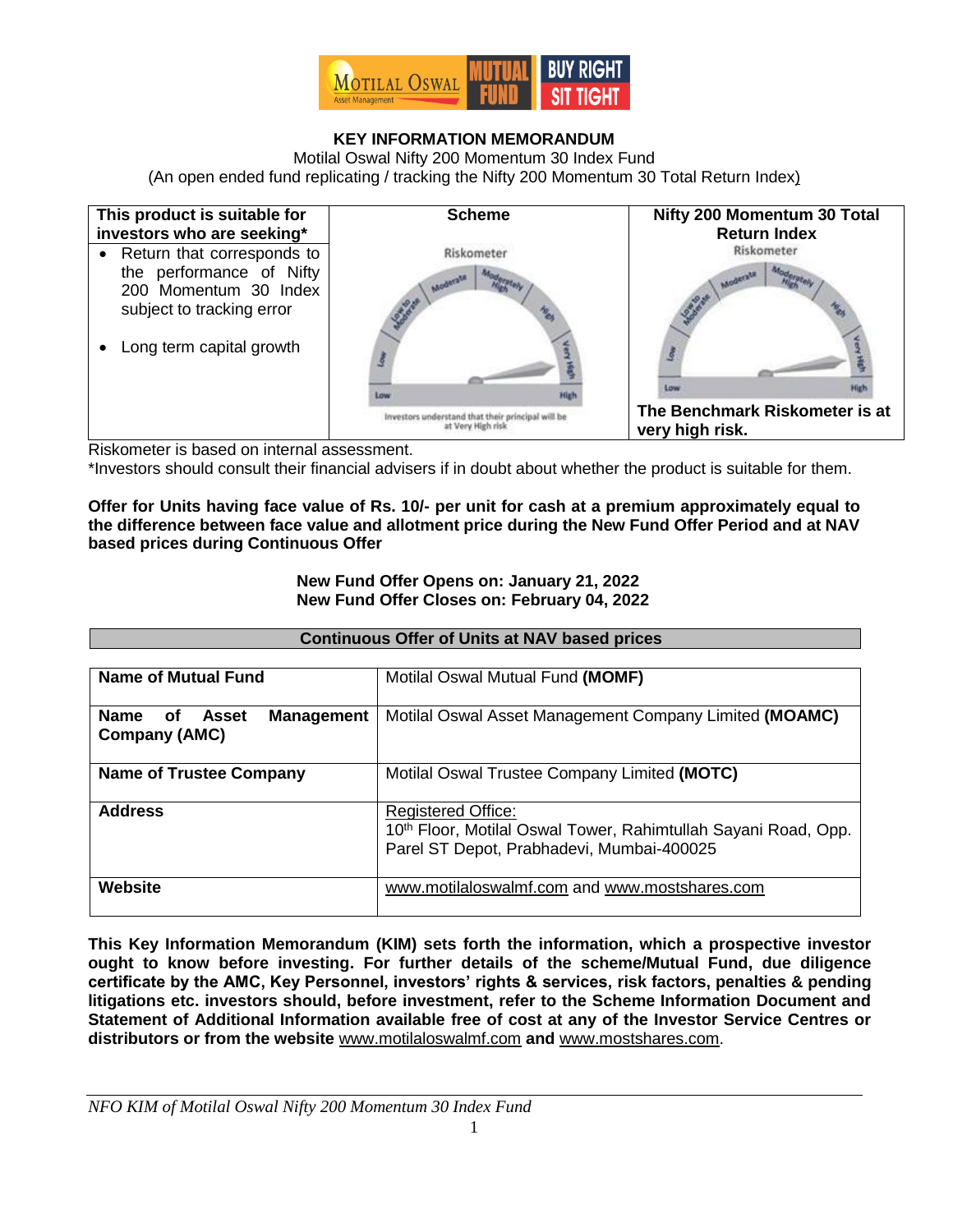# KEY INFORMATION MEMORANDUM

Motilal Oswal Nifty 200 Momentum 30 Index Fund

(An open ended fund replicating / tracking the Nifty 200 Momentum 30 Total Return Index)

| This product is suitable for investors who are seeking* | Scheme | Nifty 200 Momentum 30 Total Return Index |
|---|---|---|
| • Return that corresponds to the performance of Nifty 200 Momentum 30 Index subject to tracking error<br><br>• Long term capital growth | Riskometer<br><br>Investors understand that their principal will be at Very High risk | Riskometer<br><br>**The Benchmark Riskometer is at very high risk.** |

Riskometer is based on internal assessment.

*Investors should consult their financial advisers if in doubt about whether the product is suitable for them.

**Offer for Units having face value of Rs. 10/- per unit for cash at a premium approximately equal to the difference between face value and allotment price during the New Fund Offer Period and at NAV based prices during Continuous Offer**

**New Fund Offer Opens on: January 21, 2022**
**New Fund Offer Closes on: February 04, 2022**

**Continuous Offer of Units at NAV based prices**

| | |
|---|---|
| **Name of Mutual Fund** | Motilal Oswal Mutual Fund **(MOMF)** |
| **Name of Asset Management Company (AMC)** | Motilal Oswal Asset Management Company Limited **(MOAMC)** |
| **Name of Trustee Company** | Motilal Oswal Trustee Company Limited **(MOTC)** |
| **Address** | Registered Office:<br>10th Floor, Motilal Oswal Tower, Rahimtullah Sayani Road, Opp. Parel ST Depot, Prabhadevi, Mumbai-400025 |
| **Website** | www.motilaloswalmf.com and www.mostshares.com |

**This Key Information Memorandum (KIM) sets forth the information, which a prospective investor ought to know before investing. For further details of the scheme/Mutual Fund, due diligence certificate by the AMC, Key Personnel, investors' rights & services, risk factors, penalties & pending litigations etc. investors should, before investment, refer to the Scheme Information Document and Statement of Additional Information available free of cost at any of the Investor Service Centres or distributors or from the website** www.motilaloswalmf.com **and** www.mostshares.com.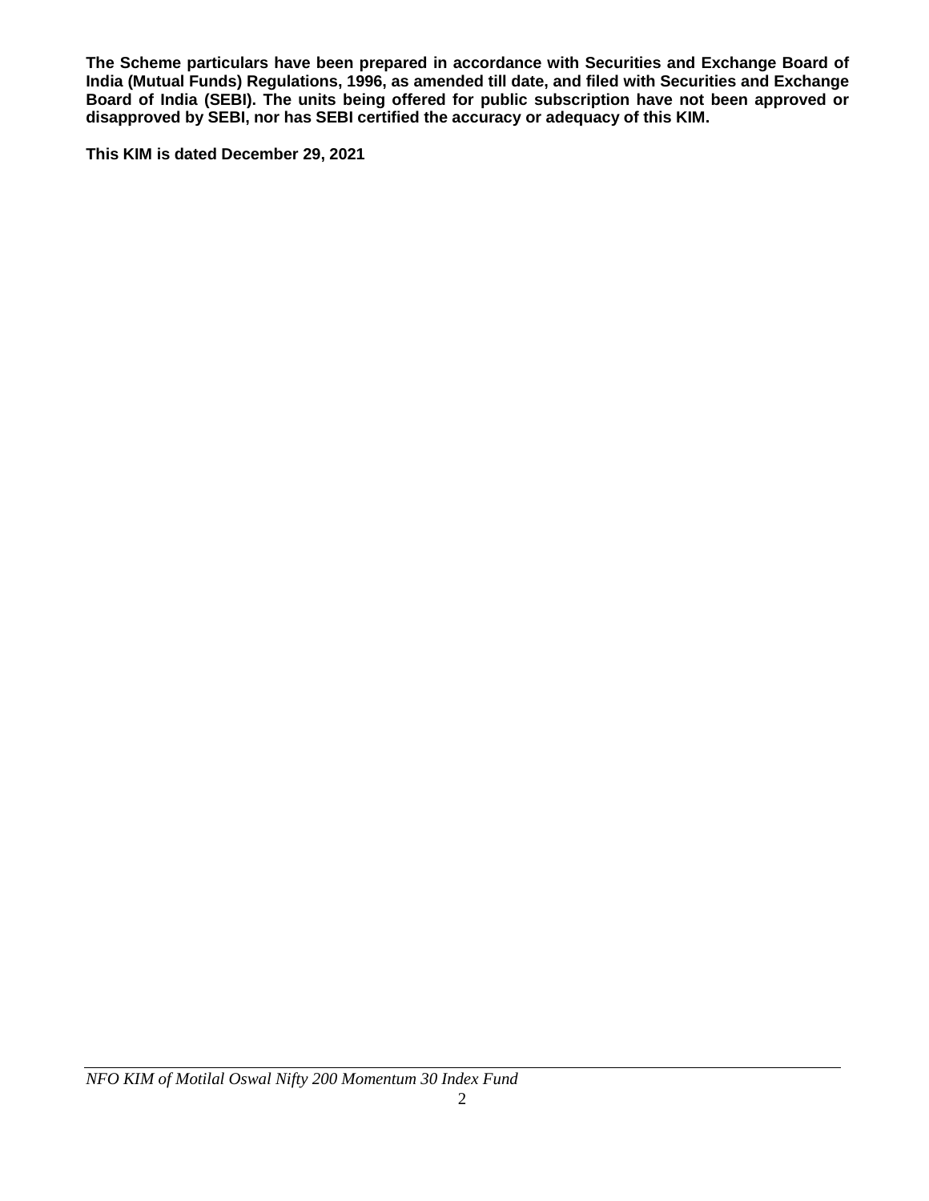**The Scheme particulars have been prepared in accordance with Securities and Exchange Board of India (Mutual Funds) Regulations, 1996, as amended till date, and filed with Securities and Exchange Board of India (SEBI). The units being offered for public subscription have not been approved or disapproved by SEBI, nor has SEBI certified the accuracy or adequacy of this KIM.**

**This KIM is dated December 29, 2021**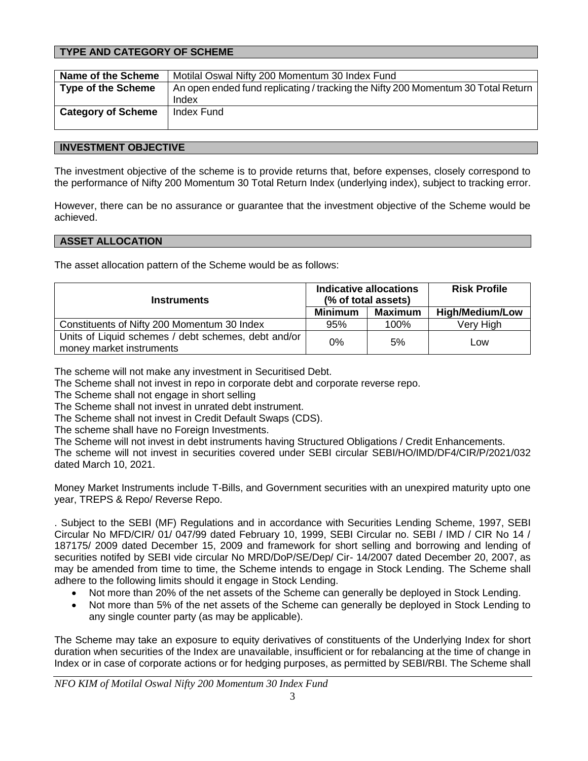## TYPE AND CATEGORY OF SCHEME

| **Name of the Scheme** | Motilal Oswal Nifty 200 Momentum 30 Index Fund |
|---|---|
| **Type of the Scheme** | An open ended fund replicating / tracking the Nifty 200 Momentum 30 Total Return Index |
| **Category of Scheme** | Index Fund |

## INVESTMENT OBJECTIVE

The investment objective of the scheme is to provide returns that, before expenses, closely correspond to the performance of Nifty 200 Momentum 30 Total Return Index (underlying index), subject to tracking error.

However, there can be no assurance or guarantee that the investment objective of the Scheme would be achieved.

## ASSET ALLOCATION

The asset allocation pattern of the Scheme would be as follows:

| **Instruments** | **Indicative allocations (% of total assets)** | | **Risk Profile** |
|---|---|---|---|
| | **Minimum** | **Maximum** | **High/Medium/Low** |
| Constituents of Nifty 200 Momentum 30 Index | 95% | 100% | Very High |
| Units of Liquid schemes / debt schemes, debt and/or money market instruments | 0% | 5% | Low |

The scheme will not make any investment in Securitised Debt.
The Scheme shall not invest in repo in corporate debt and corporate reverse repo.
The Scheme shall not engage in short selling
The Scheme shall not invest in unrated debt instrument.
The Scheme shall not invest in Credit Default Swaps (CDS).
The scheme shall have no Foreign Investments.
The Scheme will not invest in debt instruments having Structured Obligations / Credit Enhancements.
The scheme will not invest in securities covered under SEBI circular SEBI/HO/IMD/DF4/CIR/P/2021/032 dated March 10, 2021.

Money Market Instruments include T-Bills, and Government securities with an unexpired maturity upto one year, TREPS & Repo/ Reverse Repo.

. Subject to the SEBI (MF) Regulations and in accordance with Securities Lending Scheme, 1997, SEBI Circular No MFD/CIR/ 01/ 047/99 dated February 10, 1999, SEBI Circular no. SEBI / IMD / CIR No 14 / 187175/ 2009 dated December 15, 2009 and framework for short selling and borrowing and lending of securities notifed by SEBI vide circular No MRD/DoP/SE/Dep/ Cir- 14/2007 dated December 20, 2007, as may be amended from time to time, the Scheme intends to engage in Stock Lending. The Scheme shall adhere to the following limits should it engage in Stock Lending.

- Not more than 20% of the net assets of the Scheme can generally be deployed in Stock Lending.
- Not more than 5% of the net assets of the Scheme can generally be deployed in Stock Lending to any single counter party (as may be applicable).

The Scheme may take an exposure to equity derivatives of constituents of the Underlying Index for short duration when securities of the Index are unavailable, insufficient or for rebalancing at the time of change in Index or in case of corporate actions or for hedging purposes, as permitted by SEBI/RBI. The Scheme shall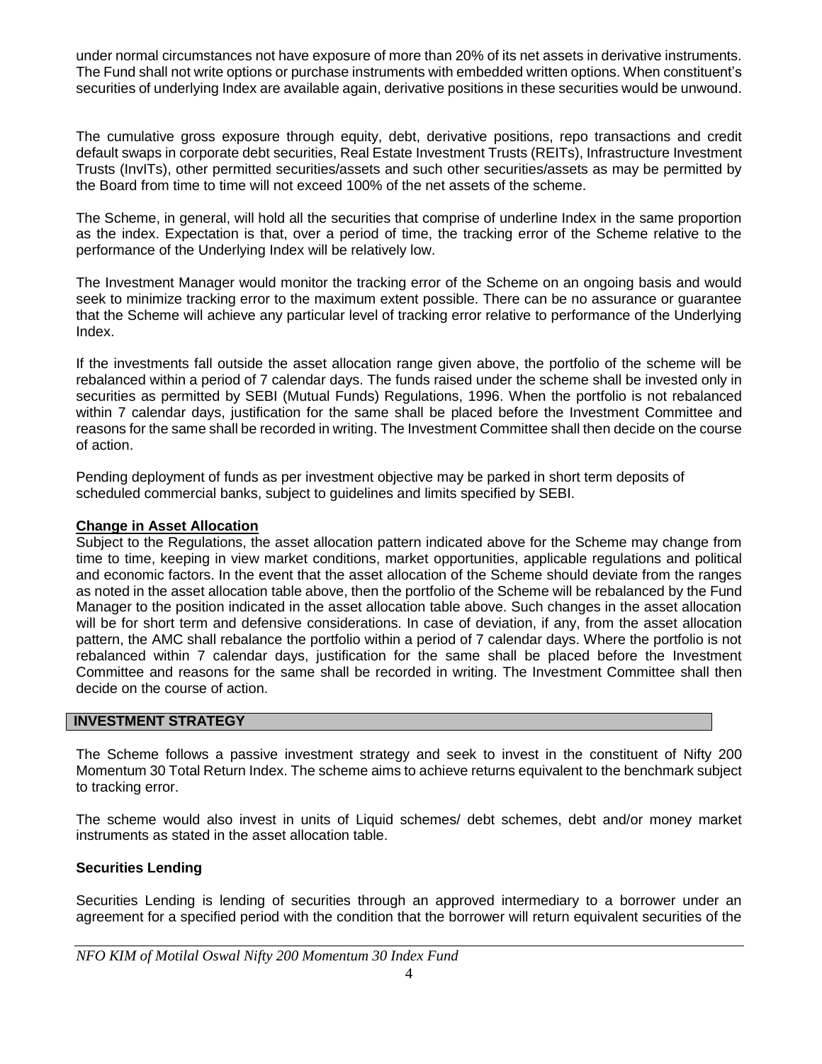under normal circumstances not have exposure of more than 20% of its net assets in derivative instruments. The Fund shall not write options or purchase instruments with embedded written options. When constituent's securities of underlying Index are available again, derivative positions in these securities would be unwound.

The cumulative gross exposure through equity, debt, derivative positions, repo transactions and credit default swaps in corporate debt securities, Real Estate Investment Trusts (REITs), Infrastructure Investment Trusts (InvITs), other permitted securities/assets and such other securities/assets as may be permitted by the Board from time to time will not exceed 100% of the net assets of the scheme.

The Scheme, in general, will hold all the securities that comprise of underline Index in the same proportion as the index. Expectation is that, over a period of time, the tracking error of the Scheme relative to the performance of the Underlying Index will be relatively low.

The Investment Manager would monitor the tracking error of the Scheme on an ongoing basis and would seek to minimize tracking error to the maximum extent possible. There can be no assurance or guarantee that the Scheme will achieve any particular level of tracking error relative to performance of the Underlying Index.

If the investments fall outside the asset allocation range given above, the portfolio of the scheme will be rebalanced within a period of 7 calendar days. The funds raised under the scheme shall be invested only in securities as permitted by SEBI (Mutual Funds) Regulations, 1996. When the portfolio is not rebalanced within 7 calendar days, justification for the same shall be placed before the Investment Committee and reasons for the same shall be recorded in writing. The Investment Committee shall then decide on the course of action.

Pending deployment of funds as per investment objective may be parked in short term deposits of scheduled commercial banks, subject to guidelines and limits specified by SEBI.

**Change in Asset Allocation**

Subject to the Regulations, the asset allocation pattern indicated above for the Scheme may change from time to time, keeping in view market conditions, market opportunities, applicable regulations and political and economic factors. In the event that the asset allocation of the Scheme should deviate from the ranges as noted in the asset allocation table above, then the portfolio of the Scheme will be rebalanced by the Fund Manager to the position indicated in the asset allocation table above. Such changes in the asset allocation will be for short term and defensive considerations. In case of deviation, if any, from the asset allocation pattern, the AMC shall rebalance the portfolio within a period of 7 calendar days. Where the portfolio is not rebalanced within 7 calendar days, justification for the same shall be placed before the Investment Committee and reasons for the same shall be recorded in writing. The Investment Committee shall then decide on the course of action.

## INVESTMENT STRATEGY

The Scheme follows a passive investment strategy and seek to invest in the constituent of Nifty 200 Momentum 30 Total Return Index. The scheme aims to achieve returns equivalent to the benchmark subject to tracking error.

The scheme would also invest in units of Liquid schemes/ debt schemes, debt and/or money market instruments as stated in the asset allocation table.

**Securities Lending**

Securities Lending is lending of securities through an approved intermediary to a borrower under an agreement for a specified period with the condition that the borrower will return equivalent securities of the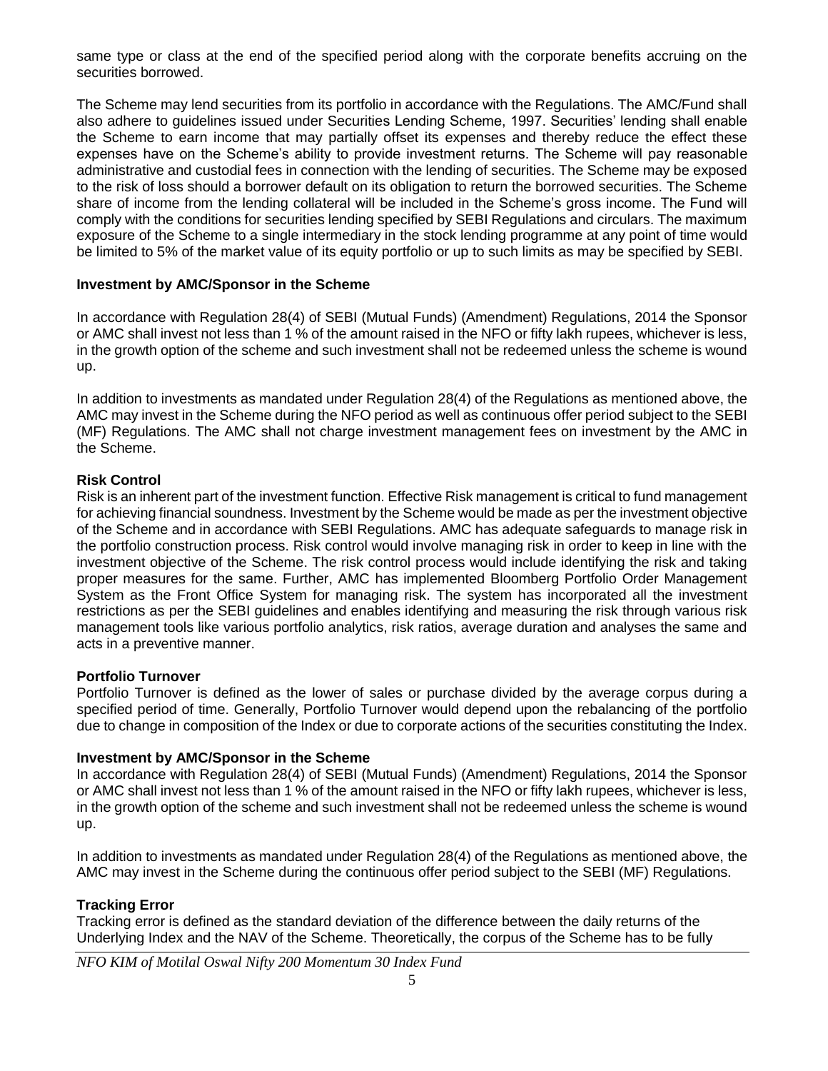same type or class at the end of the specified period along with the corporate benefits accruing on the securities borrowed.

The Scheme may lend securities from its portfolio in accordance with the Regulations. The AMC/Fund shall also adhere to guidelines issued under Securities Lending Scheme, 1997. Securities' lending shall enable the Scheme to earn income that may partially offset its expenses and thereby reduce the effect these expenses have on the Scheme's ability to provide investment returns. The Scheme will pay reasonable administrative and custodial fees in connection with the lending of securities. The Scheme may be exposed to the risk of loss should a borrower default on its obligation to return the borrowed securities. The Scheme share of income from the lending collateral will be included in the Scheme's gross income. The Fund will comply with the conditions for securities lending specified by SEBI Regulations and circulars. The maximum exposure of the Scheme to a single intermediary in the stock lending programme at any point of time would be limited to 5% of the market value of its equity portfolio or up to such limits as may be specified by SEBI.

**Investment by AMC/Sponsor in the Scheme**

In accordance with Regulation 28(4) of SEBI (Mutual Funds) (Amendment) Regulations, 2014 the Sponsor or AMC shall invest not less than 1 % of the amount raised in the NFO or fifty lakh rupees, whichever is less, in the growth option of the scheme and such investment shall not be redeemed unless the scheme is wound up.

In addition to investments as mandated under Regulation 28(4) of the Regulations as mentioned above, the AMC may invest in the Scheme during the NFO period as well as continuous offer period subject to the SEBI (MF) Regulations. The AMC shall not charge investment management fees on investment by the AMC in the Scheme.

**Risk Control**

Risk is an inherent part of the investment function. Effective Risk management is critical to fund management for achieving financial soundness. Investment by the Scheme would be made as per the investment objective of the Scheme and in accordance with SEBI Regulations. AMC has adequate safeguards to manage risk in the portfolio construction process. Risk control would involve managing risk in order to keep in line with the investment objective of the Scheme. The risk control process would include identifying the risk and taking proper measures for the same. Further, AMC has implemented Bloomberg Portfolio Order Management System as the Front Office System for managing risk. The system has incorporated all the investment restrictions as per the SEBI guidelines and enables identifying and measuring the risk through various risk management tools like various portfolio analytics, risk ratios, average duration and analyses the same and acts in a preventive manner.

**Portfolio Turnover**

Portfolio Turnover is defined as the lower of sales or purchase divided by the average corpus during a specified period of time. Generally, Portfolio Turnover would depend upon the rebalancing of the portfolio due to change in composition of the Index or due to corporate actions of the securities constituting the Index.

**Investment by AMC/Sponsor in the Scheme**

In accordance with Regulation 28(4) of SEBI (Mutual Funds) (Amendment) Regulations, 2014 the Sponsor or AMC shall invest not less than 1 % of the amount raised in the NFO or fifty lakh rupees, whichever is less, in the growth option of the scheme and such investment shall not be redeemed unless the scheme is wound up.

In addition to investments as mandated under Regulation 28(4) of the Regulations as mentioned above, the AMC may invest in the Scheme during the continuous offer period subject to the SEBI (MF) Regulations.

**Tracking Error**

Tracking error is defined as the standard deviation of the difference between the daily returns of the Underlying Index and the NAV of the Scheme. Theoretically, the corpus of the Scheme has to be fully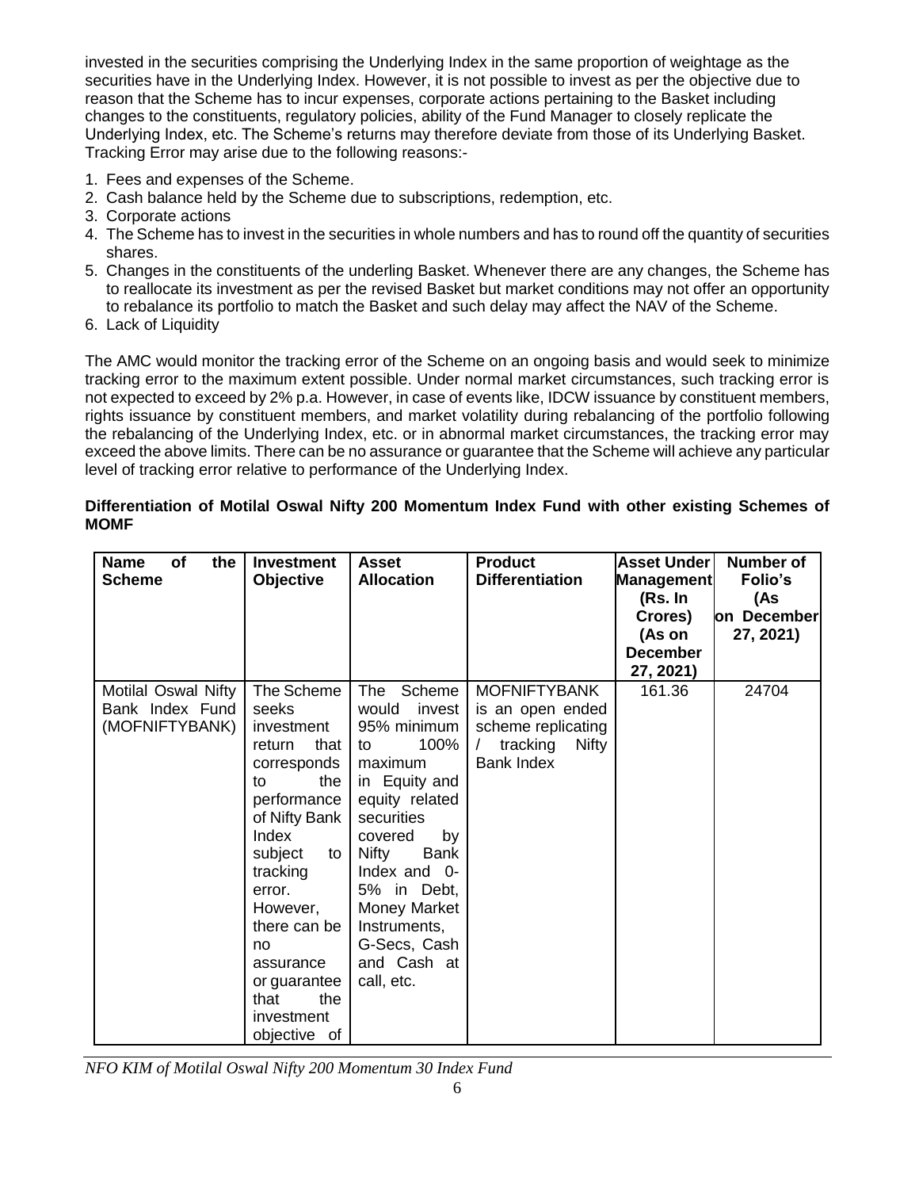invested in the securities comprising the Underlying Index in the same proportion of weightage as the securities have in the Underlying Index. However, it is not possible to invest as per the objective due to reason that the Scheme has to incur expenses, corporate actions pertaining to the Basket including changes to the constituents, regulatory policies, ability of the Fund Manager to closely replicate the Underlying Index, etc. The Scheme's returns may therefore deviate from those of its Underlying Basket. Tracking Error may arise due to the following reasons:-

1. Fees and expenses of the Scheme.
2. Cash balance held by the Scheme due to subscriptions, redemption, etc.
3. Corporate actions
4. The Scheme has to invest in the securities in whole numbers and has to round off the quantity of securities shares.
5. Changes in the constituents of the underling Basket. Whenever there are any changes, the Scheme has to reallocate its investment as per the revised Basket but market conditions may not offer an opportunity to rebalance its portfolio to match the Basket and such delay may affect the NAV of the Scheme.
6. Lack of Liquidity

The AMC would monitor the tracking error of the Scheme on an ongoing basis and would seek to minimize tracking error to the maximum extent possible. Under normal market circumstances, such tracking error is not expected to exceed by 2% p.a. However, in case of events like, IDCW issuance by constituent members, rights issuance by constituent members, and market volatility during rebalancing of the portfolio following the rebalancing of the Underlying Index, etc. or in abnormal market circumstances, the tracking error may exceed the above limits. There can be no assurance or guarantee that the Scheme will achieve any particular level of tracking error relative to performance of the Underlying Index.

**Differentiation of Motilal Oswal Nifty 200 Momentum Index Fund with other existing Schemes of MOMF**

| Name of the Scheme | Investment Objective | Asset Allocation | Product Differentiation | Asset Under Management (Rs. In Crores) (As on December 27, 2021) | Number of Folio's (As on December 27, 2021) |
|---|---|---|---|---|---|
| Motilal Oswal Nifty Bank Index Fund (MOFNIFTYBANK) | The Scheme seeks investment return that corresponds to the performance of Nifty Bank Index subject to tracking error. However, there can be no assurance or guarantee that the investment objective of | The Scheme would invest 95% minimum to 100% maximum in Equity and equity related securities covered by Nifty Bank Index and 0-5% in Debt, Money Market Instruments, G-Secs, Cash and Cash at call, etc. | MOFNIFTYBANK is an open ended scheme replicating / tracking Nifty Bank Index | 161.36 | 24704 |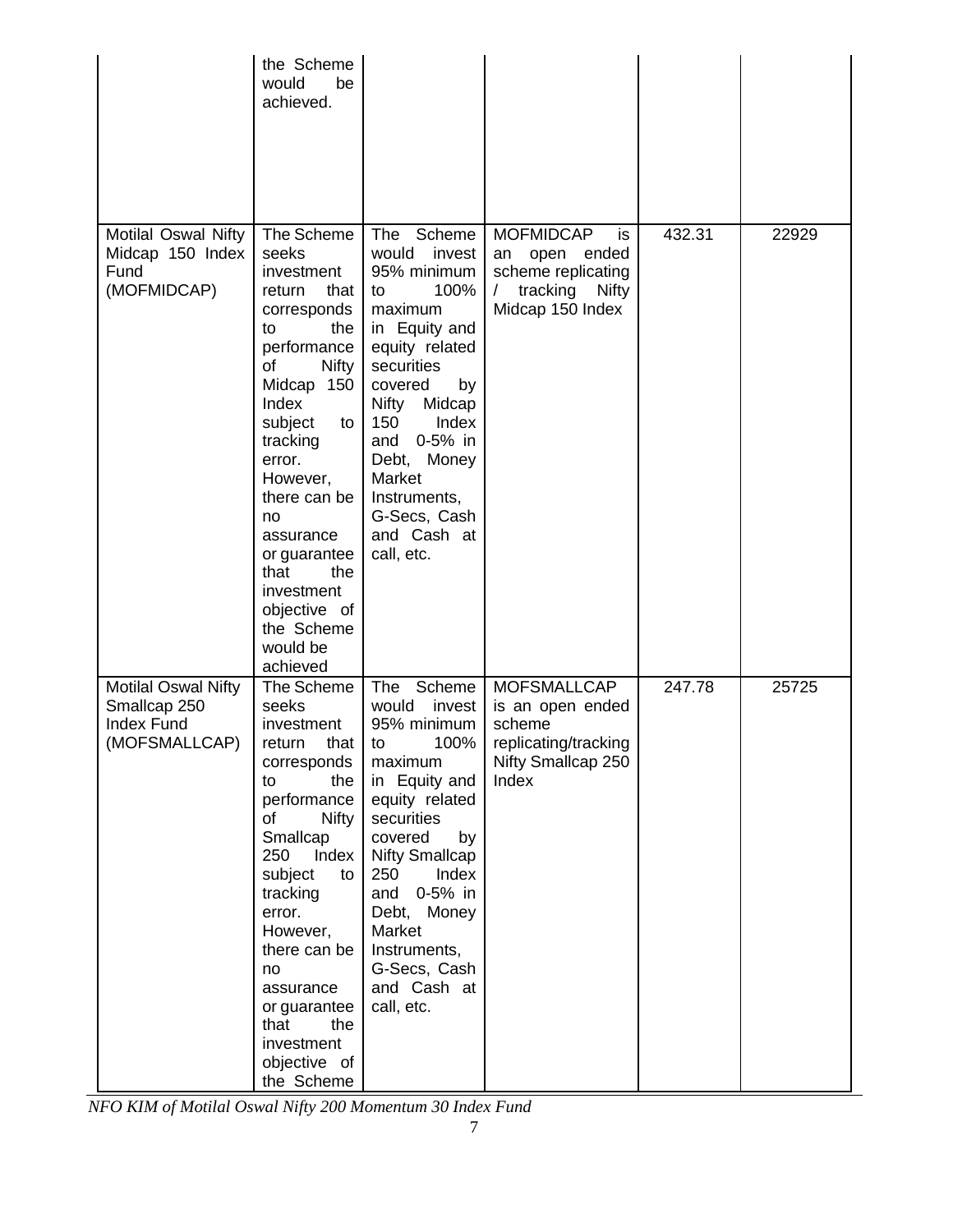| | | | | | |
|---|---|---|---|---|---|
| | the Scheme would be achieved. | | | | |
| Motilal Oswal Nifty Midcap 150 Index Fund (MOFMIDCAP) | The Scheme seeks investment return that corresponds to the performance of Nifty Midcap 150 Index subject to tracking error. However, there can be no assurance or guarantee that the investment objective of the Scheme would be achieved | The Scheme would invest 95% minimum to 100% maximum in Equity and equity related securities covered by Nifty Midcap 150 Index and 0-5% in Debt, Money Market Instruments, G-Secs, Cash and Cash at call, etc. | MOFMIDCAP is an open ended scheme replicating / tracking Nifty Midcap 150 Index | 432.31 | 22929 |
| Motilal Oswal Nifty Smallcap 250 Index Fund (MOFSMALLCAP) | The Scheme seeks investment return that corresponds to the performance of Nifty Smallcap 250 Index subject to tracking error. However, there can be no assurance or guarantee that the investment objective of the Scheme | The Scheme would invest 95% minimum to 100% maximum in Equity and equity related securities covered by Nifty Smallcap 250 Index and 0-5% in Debt, Money Market Instruments, G-Secs, Cash and Cash at call, etc. | MOFSMALLCAP is an open ended scheme replicating/tracking Nifty Smallcap 250 Index | 247.78 | 25725 |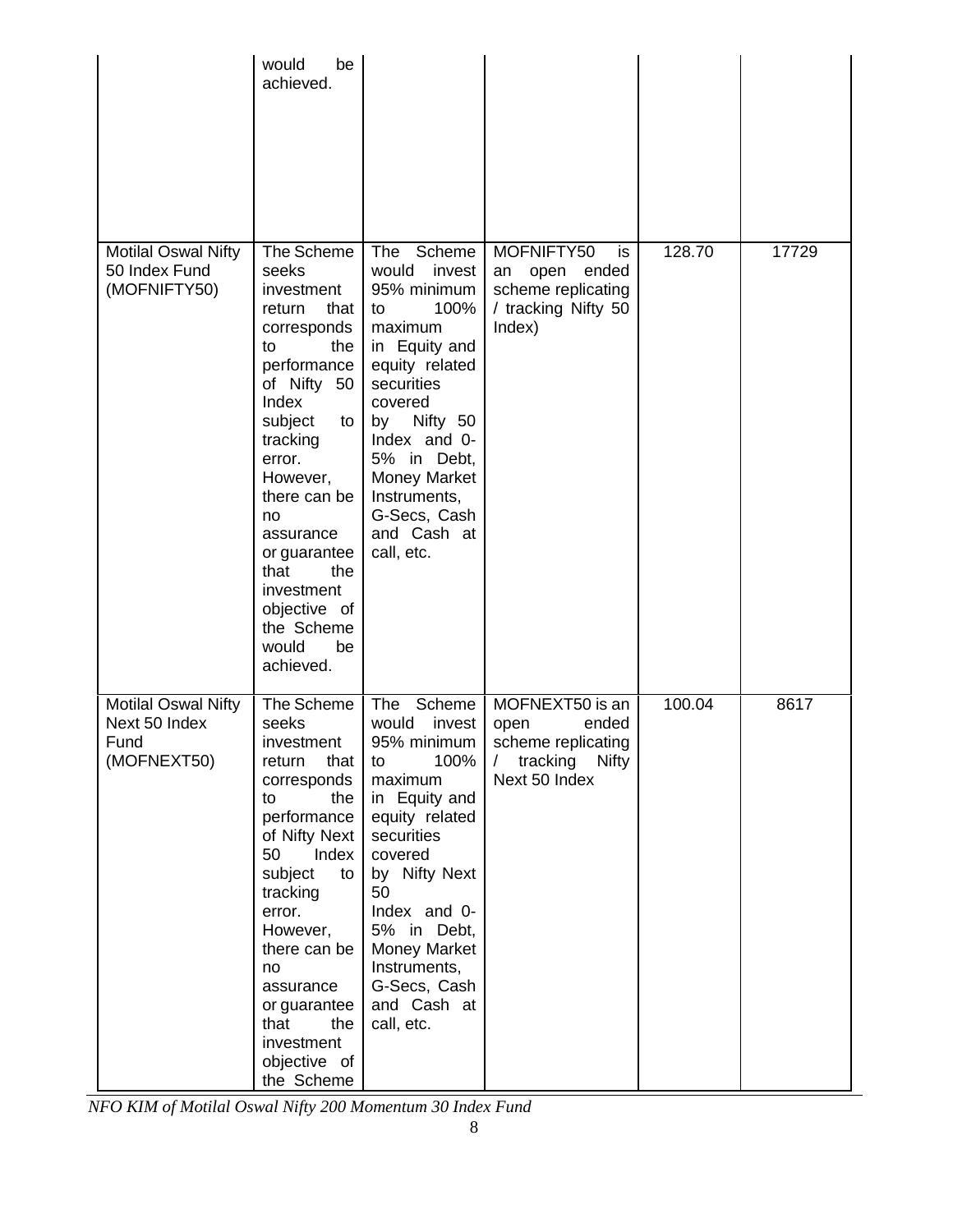| | | | | | |
|---|---|---|---|---|---|
| | would be achieved. | | | | |
| Motilal Oswal Nifty 50 Index Fund (MOFNIFTY50) | The Scheme seeks investment return that corresponds to the performance of Nifty 50 Index subject to tracking error. However, there can be no assurance or guarantee that the investment objective of the Scheme would be achieved. | The Scheme would invest 95% minimum to 100% maximum in Equity and equity related securities covered by Nifty 50 Index and 0-5% in Debt, Money Market Instruments, G-Secs, Cash and Cash at call, etc. | MOFNIFTY50 is an open ended scheme replicating / tracking Nifty 50 Index) | 128.70 | 17729 |
| Motilal Oswal Nifty Next 50 Index Fund (MOFNEXT50) | The Scheme seeks investment return that corresponds to the performance of Nifty Next 50 Index subject to tracking error. However, there can be no assurance or guarantee that the investment objective of the Scheme | The Scheme would invest 95% minimum to 100% maximum in Equity and equity related securities covered by Nifty Next 50 Index and 0-5% in Debt, Money Market Instruments, G-Secs, Cash and Cash at call, etc. | MOFNEXT50 is an open ended scheme replicating / tracking Nifty Next 50 Index | 100.04 | 8617 |

*NFO KIM of Motilal Oswal Nifty 200 Momentum 30 Index Fund*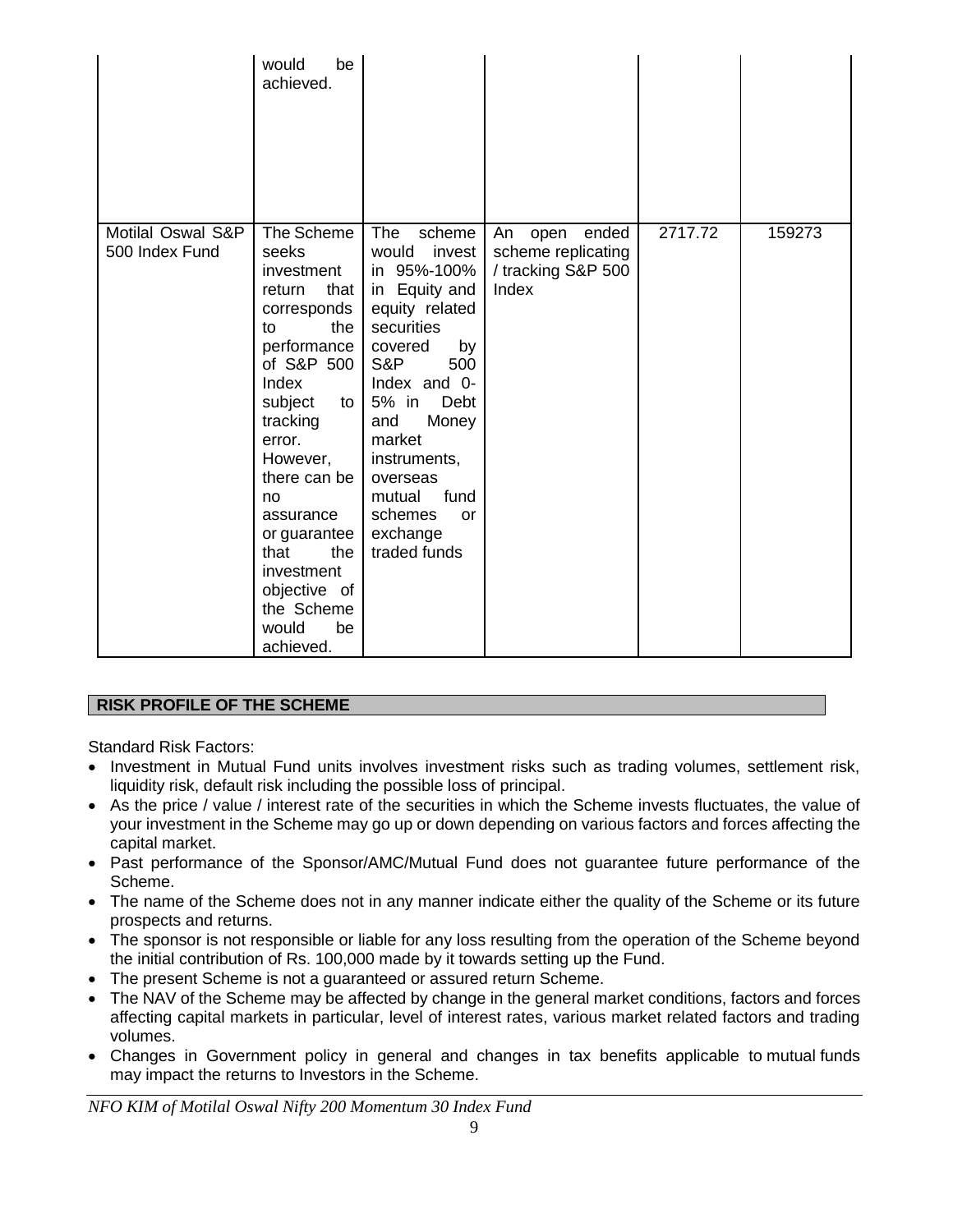| | would be achieved. | | | | |
|---|---|---|---|---|---|
| Motilal Oswal S&P 500 Index Fund | The Scheme seeks investment return that corresponds to the performance of S&P 500 Index subject to tracking error. However, there can be no assurance or guarantee that the investment objective of the Scheme would be achieved. | The scheme would invest in 95%-100% in Equity and equity related securities covered by S&P 500 Index and 0-5% in Debt and Money market instruments, overseas mutual fund schemes or exchange traded funds | An open ended scheme replicating / tracking S&P 500 Index | 2717.72 | 159273 |

## RISK PROFILE OF THE SCHEME

Standard Risk Factors:

- Investment in Mutual Fund units involves investment risks such as trading volumes, settlement risk, liquidity risk, default risk including the possible loss of principal.
- As the price / value / interest rate of the securities in which the Scheme invests fluctuates, the value of your investment in the Scheme may go up or down depending on various factors and forces affecting the capital market.
- Past performance of the Sponsor/AMC/Mutual Fund does not guarantee future performance of the Scheme.
- The name of the Scheme does not in any manner indicate either the quality of the Scheme or its future prospects and returns.
- The sponsor is not responsible or liable for any loss resulting from the operation of the Scheme beyond the initial contribution of Rs. 100,000 made by it towards setting up the Fund.
- The present Scheme is not a guaranteed or assured return Scheme.
- The NAV of the Scheme may be affected by change in the general market conditions, factors and forces affecting capital markets in particular, level of interest rates, various market related factors and trading volumes.
- Changes in Government policy in general and changes in tax benefits applicable to mutual funds may impact the returns to Investors in the Scheme.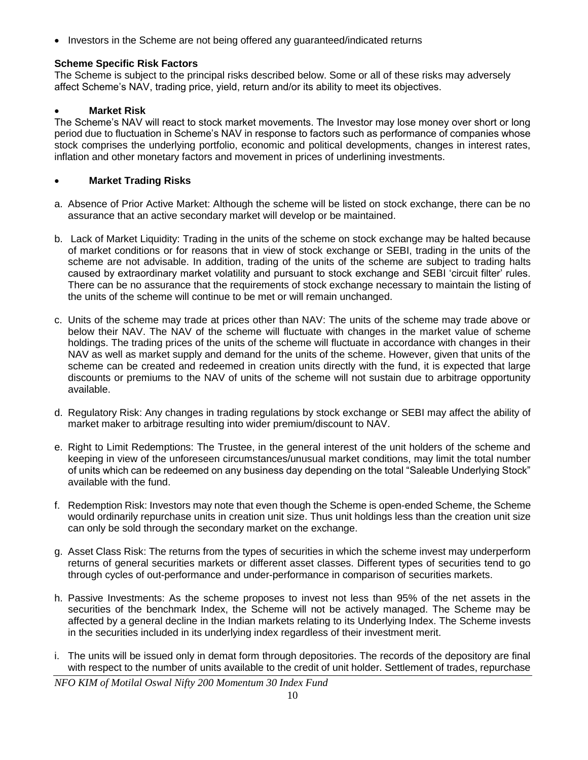- Investors in the Scheme are not being offered any guaranteed/indicated returns

**Scheme Specific Risk Factors**

The Scheme is subject to the principal risks described below. Some or all of these risks may adversely affect Scheme's NAV, trading price, yield, return and/or its ability to meet its objectives.

- **Market Risk**

The Scheme's NAV will react to stock market movements. The Investor may lose money over short or long period due to fluctuation in Scheme's NAV in response to factors such as performance of companies whose stock comprises the underlying portfolio, economic and political developments, changes in interest rates, inflation and other monetary factors and movement in prices of underlining investments.

- **Market Trading Risks**

a. Absence of Prior Active Market: Although the scheme will be listed on stock exchange, there can be no assurance that an active secondary market will develop or be maintained.

b. Lack of Market Liquidity: Trading in the units of the scheme on stock exchange may be halted because of market conditions or for reasons that in view of stock exchange or SEBI, trading in the units of the scheme are not advisable. In addition, trading of the units of the scheme are subject to trading halts caused by extraordinary market volatility and pursuant to stock exchange and SEBI 'circuit filter' rules. There can be no assurance that the requirements of stock exchange necessary to maintain the listing of the units of the scheme will continue to be met or will remain unchanged.

c. Units of the scheme may trade at prices other than NAV: The units of the scheme may trade above or below their NAV. The NAV of the scheme will fluctuate with changes in the market value of scheme holdings. The trading prices of the units of the scheme will fluctuate in accordance with changes in their NAV as well as market supply and demand for the units of the scheme. However, given that units of the scheme can be created and redeemed in creation units directly with the fund, it is expected that large discounts or premiums to the NAV of units of the scheme will not sustain due to arbitrage opportunity available.

d. Regulatory Risk: Any changes in trading regulations by stock exchange or SEBI may affect the ability of market maker to arbitrage resulting into wider premium/discount to NAV.

e. Right to Limit Redemptions: The Trustee, in the general interest of the unit holders of the scheme and keeping in view of the unforeseen circumstances/unusual market conditions, may limit the total number of units which can be redeemed on any business day depending on the total "Saleable Underlying Stock" available with the fund.

f. Redemption Risk: Investors may note that even though the Scheme is open-ended Scheme, the Scheme would ordinarily repurchase units in creation unit size. Thus unit holdings less than the creation unit size can only be sold through the secondary market on the exchange.

g. Asset Class Risk: The returns from the types of securities in which the scheme invest may underperform returns of general securities markets or different asset classes. Different types of securities tend to go through cycles of out-performance and under-performance in comparison of securities markets.

h. Passive Investments: As the scheme proposes to invest not less than 95% of the net assets in the securities of the benchmark Index, the Scheme will not be actively managed. The Scheme may be affected by a general decline in the Indian markets relating to its Underlying Index. The Scheme invests in the securities included in its underlying index regardless of their investment merit.

i. The units will be issued only in demat form through depositories. The records of the depository are final with respect to the number of units available to the credit of unit holder. Settlement of trades, repurchase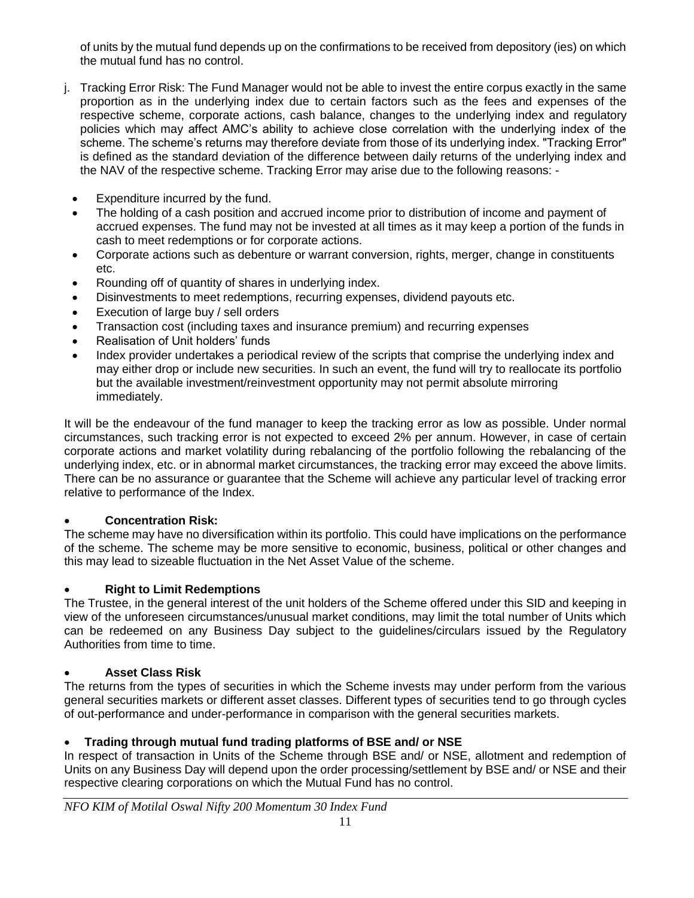of units by the mutual fund depends up on the confirmations to be received from depository (ies) on which the mutual fund has no control.

j. Tracking Error Risk: The Fund Manager would not be able to invest the entire corpus exactly in the same proportion as in the underlying index due to certain factors such as the fees and expenses of the respective scheme, corporate actions, cash balance, changes to the underlying index and regulatory policies which may affect AMC's ability to achieve close correlation with the underlying index of the scheme. The scheme's returns may therefore deviate from those of its underlying index. "Tracking Error" is defined as the standard deviation of the difference between daily returns of the underlying index and the NAV of the respective scheme. Tracking Error may arise due to the following reasons: -

   - Expenditure incurred by the fund.
   - The holding of a cash position and accrued income prior to distribution of income and payment of accrued expenses. The fund may not be invested at all times as it may keep a portion of the funds in cash to meet redemptions or for corporate actions.
   - Corporate actions such as debenture or warrant conversion, rights, merger, change in constituents etc.
   - Rounding off of quantity of shares in underlying index.
   - Disinvestments to meet redemptions, recurring expenses, dividend payouts etc.
   - Execution of large buy / sell orders
   - Transaction cost (including taxes and insurance premium) and recurring expenses
   - Realisation of Unit holders' funds
   - Index provider undertakes a periodical review of the scripts that comprise the underlying index and may either drop or include new securities. In such an event, the fund will try to reallocate its portfolio but the available investment/reinvestment opportunity may not permit absolute mirroring immediately.

It will be the endeavour of the fund manager to keep the tracking error as low as possible. Under normal circumstances, such tracking error is not expected to exceed 2% per annum. However, in case of certain corporate actions and market volatility during rebalancing of the portfolio following the rebalancing of the underlying index, etc. or in abnormal market circumstances, the tracking error may exceed the above limits. There can be no assurance or guarantee that the Scheme will achieve any particular level of tracking error relative to performance of the Index.

- **Concentration Risk:**

The scheme may have no diversification within its portfolio. This could have implications on the performance of the scheme. The scheme may be more sensitive to economic, business, political or other changes and this may lead to sizeable fluctuation in the Net Asset Value of the scheme.

- **Right to Limit Redemptions**

The Trustee, in the general interest of the unit holders of the Scheme offered under this SID and keeping in view of the unforeseen circumstances/unusual market conditions, may limit the total number of Units which can be redeemed on any Business Day subject to the guidelines/circulars issued by the Regulatory Authorities from time to time.

- **Asset Class Risk**

The returns from the types of securities in which the Scheme invests may under perform from the various general securities markets or different asset classes. Different types of securities tend to go through cycles of out-performance and under-performance in comparison with the general securities markets.

- **Trading through mutual fund trading platforms of BSE and/ or NSE**

In respect of transaction in Units of the Scheme through BSE and/ or NSE, allotment and redemption of Units on any Business Day will depend upon the order processing/settlement by BSE and/ or NSE and their respective clearing corporations on which the Mutual Fund has no control.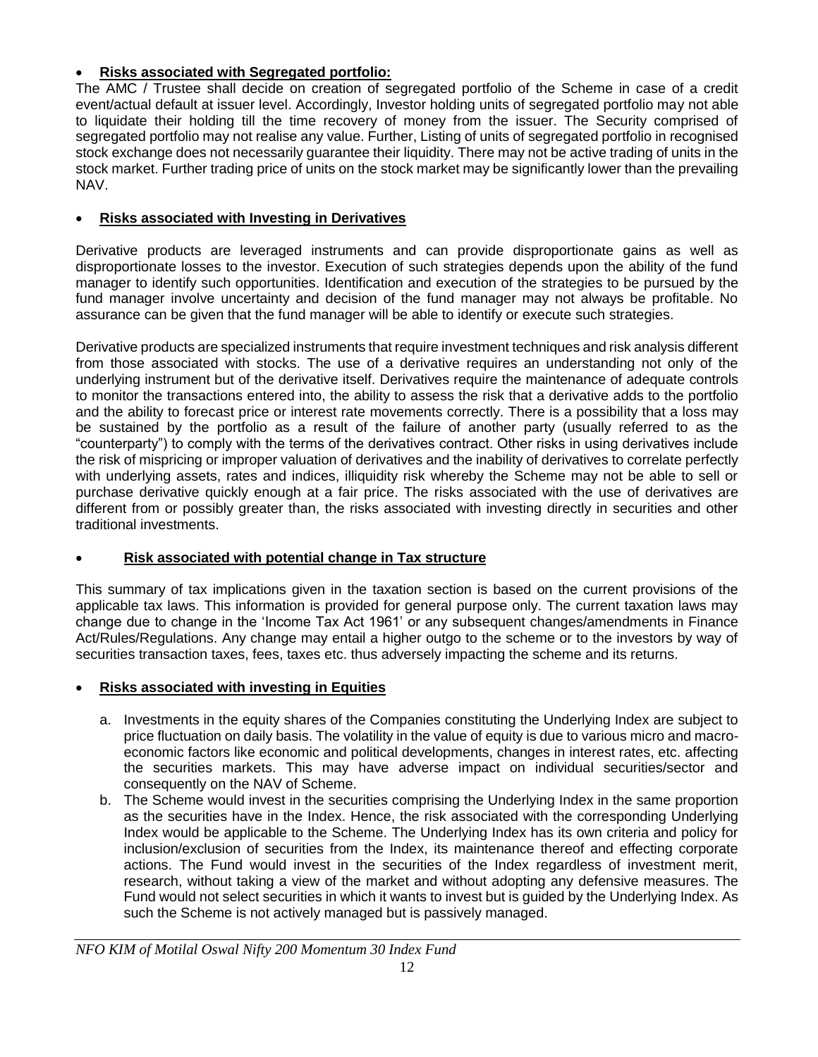- **Risks associated with Segregated portfolio:**

The AMC / Trustee shall decide on creation of segregated portfolio of the Scheme in case of a credit event/actual default at issuer level. Accordingly, Investor holding units of segregated portfolio may not able to liquidate their holding till the time recovery of money from the issuer. The Security comprised of segregated portfolio may not realise any value. Further, Listing of units of segregated portfolio in recognised stock exchange does not necessarily guarantee their liquidity. There may not be active trading of units in the stock market. Further trading price of units on the stock market may be significantly lower than the prevailing NAV.

- **Risks associated with Investing in Derivatives**

Derivative products are leveraged instruments and can provide disproportionate gains as well as disproportionate losses to the investor. Execution of such strategies depends upon the ability of the fund manager to identify such opportunities. Identification and execution of the strategies to be pursued by the fund manager involve uncertainty and decision of the fund manager may not always be profitable. No assurance can be given that the fund manager will be able to identify or execute such strategies.

Derivative products are specialized instruments that require investment techniques and risk analysis different from those associated with stocks. The use of a derivative requires an understanding not only of the underlying instrument but of the derivative itself. Derivatives require the maintenance of adequate controls to monitor the transactions entered into, the ability to assess the risk that a derivative adds to the portfolio and the ability to forecast price or interest rate movements correctly. There is a possibility that a loss may be sustained by the portfolio as a result of the failure of another party (usually referred to as the "counterparty") to comply with the terms of the derivatives contract. Other risks in using derivatives include the risk of mispricing or improper valuation of derivatives and the inability of derivatives to correlate perfectly with underlying assets, rates and indices, illiquidity risk whereby the Scheme may not be able to sell or purchase derivative quickly enough at a fair price. The risks associated with the use of derivatives are different from or possibly greater than, the risks associated with investing directly in securities and other traditional investments.

- **Risk associated with potential change in Tax structure**

This summary of tax implications given in the taxation section is based on the current provisions of the applicable tax laws. This information is provided for general purpose only. The current taxation laws may change due to change in the 'Income Tax Act 1961' or any subsequent changes/amendments in Finance Act/Rules/Regulations. Any change may entail a higher outgo to the scheme or to the investors by way of securities transaction taxes, fees, taxes etc. thus adversely impacting the scheme and its returns.

- **Risks associated with investing in Equities**

  a. Investments in the equity shares of the Companies constituting the Underlying Index are subject to price fluctuation on daily basis. The volatility in the value of equity is due to various micro and macro-economic factors like economic and political developments, changes in interest rates, etc. affecting the securities markets. This may have adverse impact on individual securities/sector and consequently on the NAV of Scheme.
  b. The Scheme would invest in the securities comprising the Underlying Index in the same proportion as the securities have in the Index. Hence, the risk associated with the corresponding Underlying Index would be applicable to the Scheme. The Underlying Index has its own criteria and policy for inclusion/exclusion of securities from the Index, its maintenance thereof and effecting corporate actions. The Fund would invest in the securities of the Index regardless of investment merit, research, without taking a view of the market and without adopting any defensive measures. The Fund would not select securities in which it wants to invest but is guided by the Underlying Index. As such the Scheme is not actively managed but is passively managed.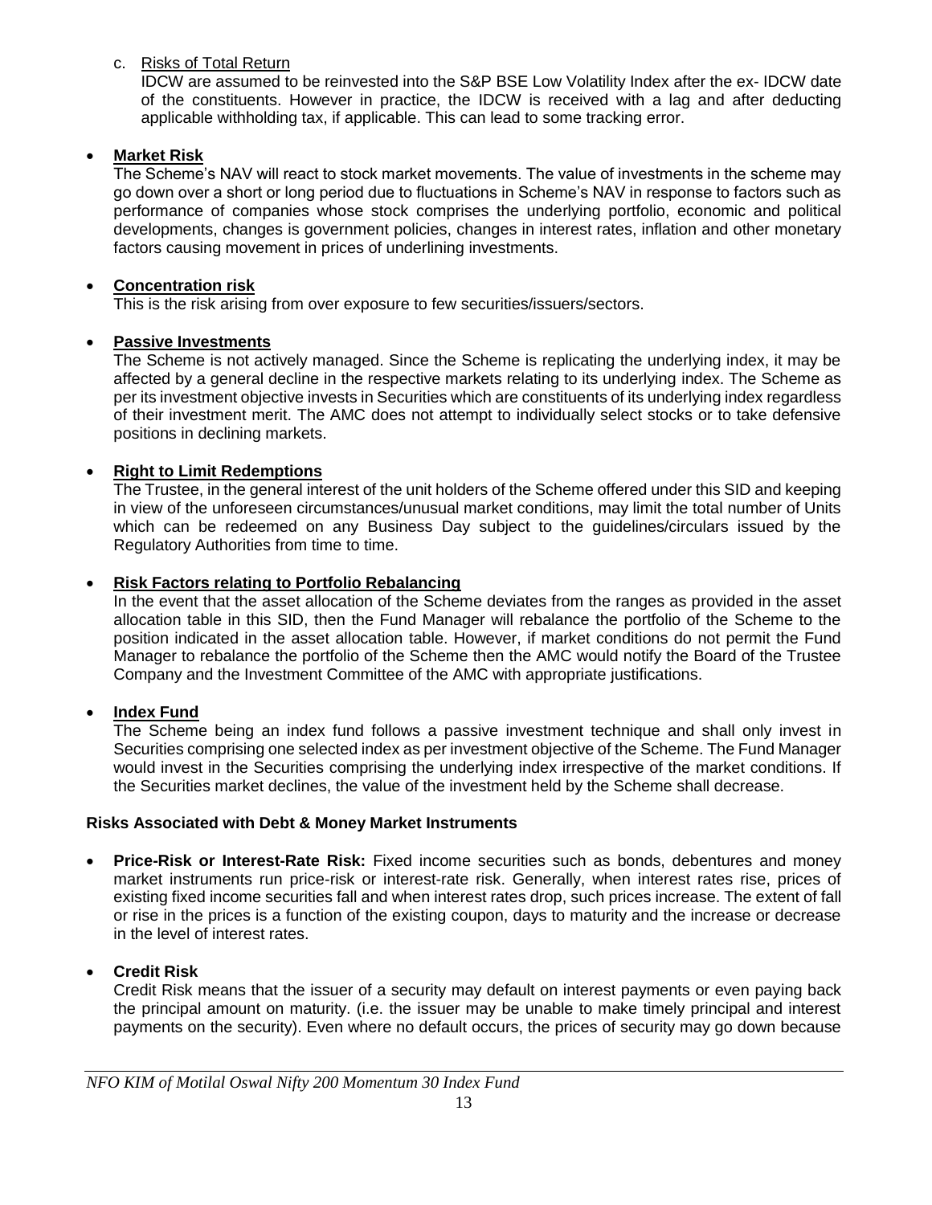c. Risks of Total Return

IDCW are assumed to be reinvested into the S&P BSE Low Volatility Index after the ex- IDCW date of the constituents. However in practice, the IDCW is received with a lag and after deducting applicable withholding tax, if applicable. This can lead to some tracking error.

- **Market Risk**

  The Scheme's NAV will react to stock market movements. The value of investments in the scheme may go down over a short or long period due to fluctuations in Scheme's NAV in response to factors such as performance of companies whose stock comprises the underlying portfolio, economic and political developments, changes is government policies, changes in interest rates, inflation and other monetary factors causing movement in prices of underlining investments.

- **Concentration risk**

  This is the risk arising from over exposure to few securities/issuers/sectors.

- **Passive Investments**

  The Scheme is not actively managed. Since the Scheme is replicating the underlying index, it may be affected by a general decline in the respective markets relating to its underlying index. The Scheme as per its investment objective invests in Securities which are constituents of its underlying index regardless of their investment merit. The AMC does not attempt to individually select stocks or to take defensive positions in declining markets.

- **Right to Limit Redemptions**

  The Trustee, in the general interest of the unit holders of the Scheme offered under this SID and keeping in view of the unforeseen circumstances/unusual market conditions, may limit the total number of Units which can be redeemed on any Business Day subject to the guidelines/circulars issued by the Regulatory Authorities from time to time.

- **Risk Factors relating to Portfolio Rebalancing**

  In the event that the asset allocation of the Scheme deviates from the ranges as provided in the asset allocation table in this SID, then the Fund Manager will rebalance the portfolio of the Scheme to the position indicated in the asset allocation table. However, if market conditions do not permit the Fund Manager to rebalance the portfolio of the Scheme then the AMC would notify the Board of the Trustee Company and the Investment Committee of the AMC with appropriate justifications.

- **Index Fund**

  The Scheme being an index fund follows a passive investment technique and shall only invest in Securities comprising one selected index as per investment objective of the Scheme. The Fund Manager would invest in the Securities comprising the underlying index irrespective of the market conditions. If the Securities market declines, the value of the investment held by the Scheme shall decrease.

**Risks Associated with Debt & Money Market Instruments**

- **Price-Risk or Interest-Rate Risk:** Fixed income securities such as bonds, debentures and money market instruments run price-risk or interest-rate risk. Generally, when interest rates rise, prices of existing fixed income securities fall and when interest rates drop, such prices increase. The extent of fall or rise in the prices is a function of the existing coupon, days to maturity and the increase or decrease in the level of interest rates.

- **Credit Risk**

  Credit Risk means that the issuer of a security may default on interest payments or even paying back the principal amount on maturity. (i.e. the issuer may be unable to make timely principal and interest payments on the security). Even where no default occurs, the prices of security may go down because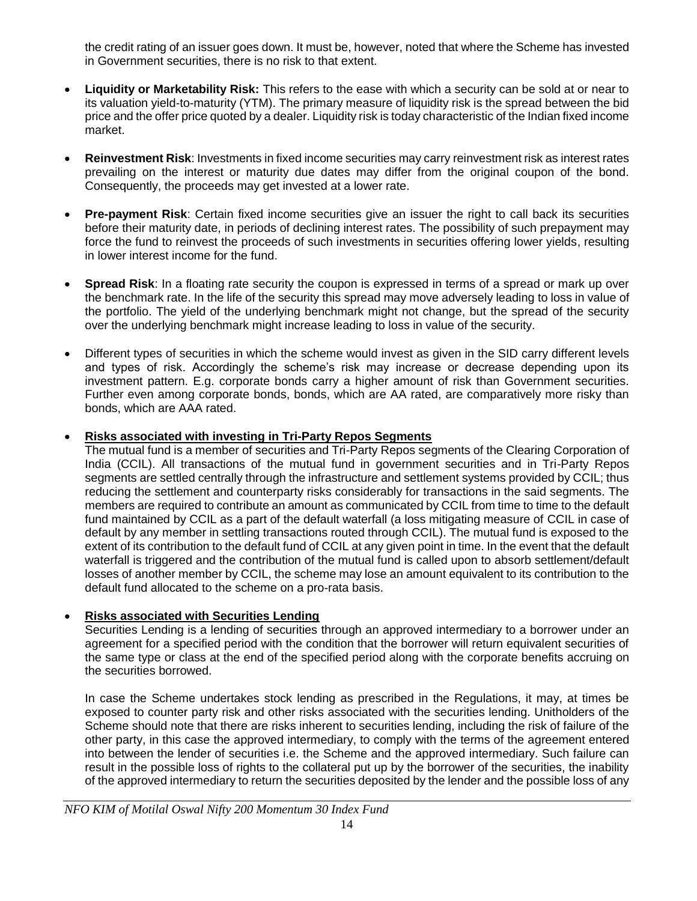the credit rating of an issuer goes down. It must be, however, noted that where the Scheme has invested in Government securities, there is no risk to that extent.

- **Liquidity or Marketability Risk:** This refers to the ease with which a security can be sold at or near to its valuation yield-to-maturity (YTM). The primary measure of liquidity risk is the spread between the bid price and the offer price quoted by a dealer. Liquidity risk is today characteristic of the Indian fixed income market.

- **Reinvestment Risk**: Investments in fixed income securities may carry reinvestment risk as interest rates prevailing on the interest or maturity due dates may differ from the original coupon of the bond. Consequently, the proceeds may get invested at a lower rate.

- **Pre-payment Risk**: Certain fixed income securities give an issuer the right to call back its securities before their maturity date, in periods of declining interest rates. The possibility of such prepayment may force the fund to reinvest the proceeds of such investments in securities offering lower yields, resulting in lower interest income for the fund.

- **Spread Risk**: In a floating rate security the coupon is expressed in terms of a spread or mark up over the benchmark rate. In the life of the security this spread may move adversely leading to loss in value of the portfolio. The yield of the underlying benchmark might not change, but the spread of the security over the underlying benchmark might increase leading to loss in value of the security.

- Different types of securities in which the scheme would invest as given in the SID carry different levels and types of risk. Accordingly the scheme's risk may increase or decrease depending upon its investment pattern. E.g. corporate bonds carry a higher amount of risk than Government securities. Further even among corporate bonds, bonds, which are AA rated, are comparatively more risky than bonds, which are AAA rated.

- **Risks associated with investing in Tri-Party Repos Segments**

  The mutual fund is a member of securities and Tri-Party Repos segments of the Clearing Corporation of India (CCIL). All transactions of the mutual fund in government securities and in Tri-Party Repos segments are settled centrally through the infrastructure and settlement systems provided by CCIL; thus reducing the settlement and counterparty risks considerably for transactions in the said segments. The members are required to contribute an amount as communicated by CCIL from time to time to the default fund maintained by CCIL as a part of the default waterfall (a loss mitigating measure of CCIL in case of default by any member in settling transactions routed through CCIL). The mutual fund is exposed to the extent of its contribution to the default fund of CCIL at any given point in time. In the event that the default waterfall is triggered and the contribution of the mutual fund is called upon to absorb settlement/default losses of another member by CCIL, the scheme may lose an amount equivalent to its contribution to the default fund allocated to the scheme on a pro-rata basis.

- **Risks associated with Securities Lending**

  Securities Lending is a lending of securities through an approved intermediary to a borrower under an agreement for a specified period with the condition that the borrower will return equivalent securities of the same type or class at the end of the specified period along with the corporate benefits accruing on the securities borrowed.

  In case the Scheme undertakes stock lending as prescribed in the Regulations, it may, at times be exposed to counter party risk and other risks associated with the securities lending. Unitholders of the Scheme should note that there are risks inherent to securities lending, including the risk of failure of the other party, in this case the approved intermediary, to comply with the terms of the agreement entered into between the lender of securities i.e. the Scheme and the approved intermediary. Such failure can result in the possible loss of rights to the collateral put up by the borrower of the securities, the inability of the approved intermediary to return the securities deposited by the lender and the possible loss of any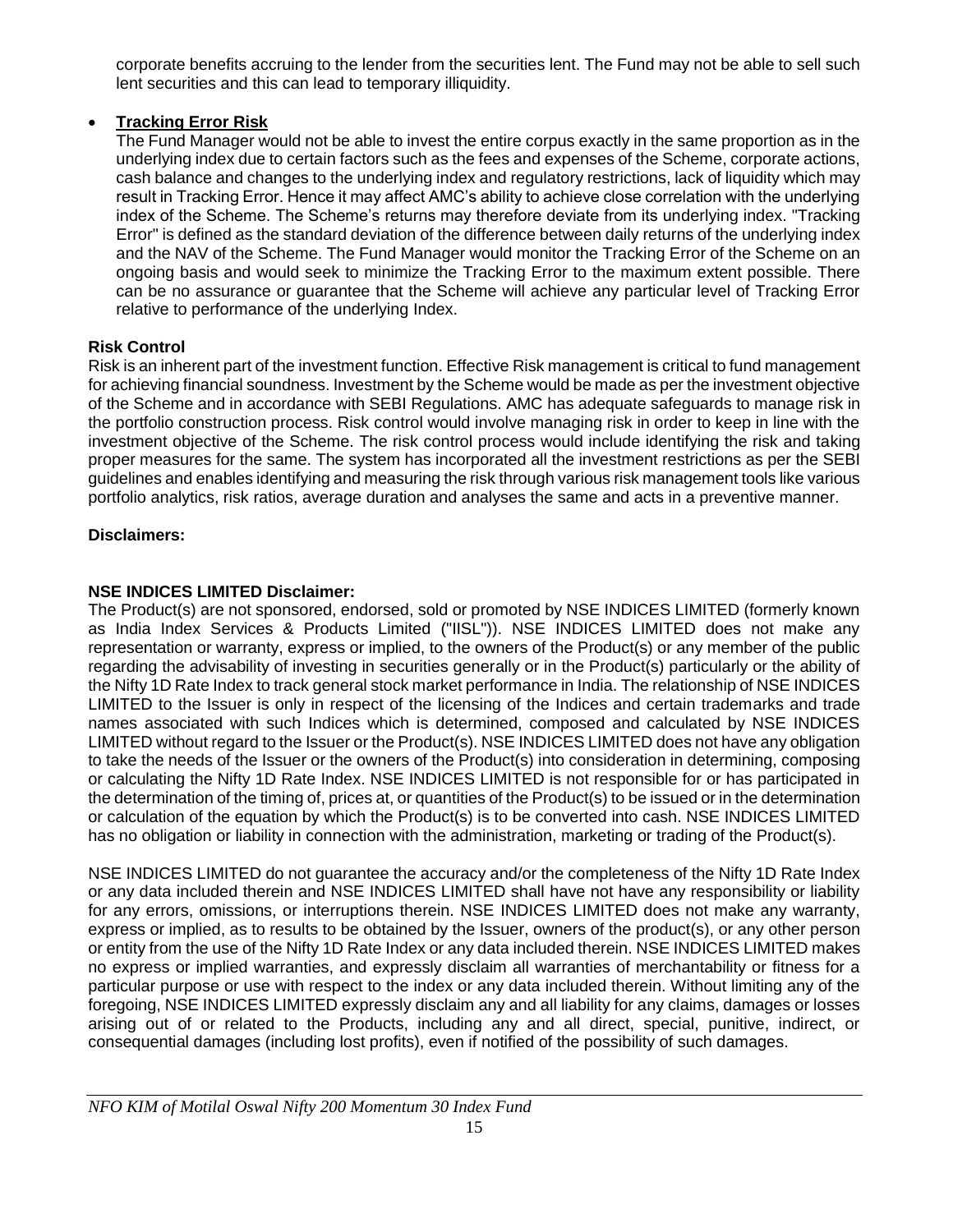corporate benefits accruing to the lender from the securities lent. The Fund may not be able to sell such lent securities and this can lead to temporary illiquidity.

- **Tracking Error Risk**

  The Fund Manager would not be able to invest the entire corpus exactly in the same proportion as in the underlying index due to certain factors such as the fees and expenses of the Scheme, corporate actions, cash balance and changes to the underlying index and regulatory restrictions, lack of liquidity which may result in Tracking Error. Hence it may affect AMC's ability to achieve close correlation with the underlying index of the Scheme. The Scheme's returns may therefore deviate from its underlying index. "Tracking Error" is defined as the standard deviation of the difference between daily returns of the underlying index and the NAV of the Scheme. The Fund Manager would monitor the Tracking Error of the Scheme on an ongoing basis and would seek to minimize the Tracking Error to the maximum extent possible. There can be no assurance or guarantee that the Scheme will achieve any particular level of Tracking Error relative to performance of the underlying Index.

**Risk Control**

Risk is an inherent part of the investment function. Effective Risk management is critical to fund management for achieving financial soundness. Investment by the Scheme would be made as per the investment objective of the Scheme and in accordance with SEBI Regulations. AMC has adequate safeguards to manage risk in the portfolio construction process. Risk control would involve managing risk in order to keep in line with the investment objective of the Scheme. The risk control process would include identifying the risk and taking proper measures for the same. The system has incorporated all the investment restrictions as per the SEBI guidelines and enables identifying and measuring the risk through various risk management tools like various portfolio analytics, risk ratios, average duration and analyses the same and acts in a preventive manner.

**Disclaimers:**

**NSE INDICES LIMITED Disclaimer:**

The Product(s) are not sponsored, endorsed, sold or promoted by NSE INDICES LIMITED (formerly known as India Index Services & Products Limited ("IISL")). NSE INDICES LIMITED does not make any representation or warranty, express or implied, to the owners of the Product(s) or any member of the public regarding the advisability of investing in securities generally or in the Product(s) particularly or the ability of the Nifty 1D Rate Index to track general stock market performance in India. The relationship of NSE INDICES LIMITED to the Issuer is only in respect of the licensing of the Indices and certain trademarks and trade names associated with such Indices which is determined, composed and calculated by NSE INDICES LIMITED without regard to the Issuer or the Product(s). NSE INDICES LIMITED does not have any obligation to take the needs of the Issuer or the owners of the Product(s) into consideration in determining, composing or calculating the Nifty 1D Rate Index. NSE INDICES LIMITED is not responsible for or has participated in the determination of the timing of, prices at, or quantities of the Product(s) to be issued or in the determination or calculation of the equation by which the Product(s) is to be converted into cash. NSE INDICES LIMITED has no obligation or liability in connection with the administration, marketing or trading of the Product(s).

NSE INDICES LIMITED do not guarantee the accuracy and/or the completeness of the Nifty 1D Rate Index or any data included therein and NSE INDICES LIMITED shall have not have any responsibility or liability for any errors, omissions, or interruptions therein. NSE INDICES LIMITED does not make any warranty, express or implied, as to results to be obtained by the Issuer, owners of the product(s), or any other person or entity from the use of the Nifty 1D Rate Index or any data included therein. NSE INDICES LIMITED makes no express or implied warranties, and expressly disclaim all warranties of merchantability or fitness for a particular purpose or use with respect to the index or any data included therein. Without limiting any of the foregoing, NSE INDICES LIMITED expressly disclaim any and all liability for any claims, damages or losses arising out of or related to the Products, including any and all direct, special, punitive, indirect, or consequential damages (including lost profits), even if notified of the possibility of such damages.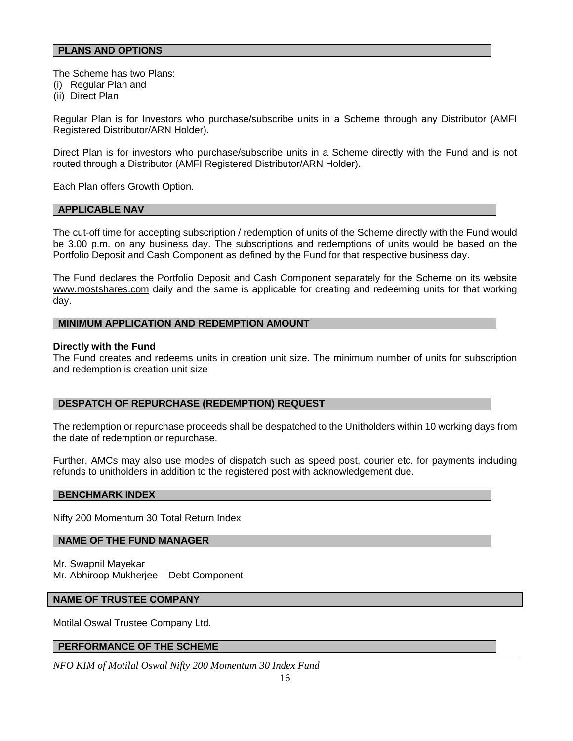## PLANS AND OPTIONS

The Scheme has two Plans:
(i) Regular Plan and
(ii) Direct Plan

Regular Plan is for Investors who purchase/subscribe units in a Scheme through any Distributor (AMFI Registered Distributor/ARN Holder).

Direct Plan is for investors who purchase/subscribe units in a Scheme directly with the Fund and is not routed through a Distributor (AMFI Registered Distributor/ARN Holder).

Each Plan offers Growth Option.

## APPLICABLE NAV

The cut-off time for accepting subscription / redemption of units of the Scheme directly with the Fund would be 3.00 p.m. on any business day. The subscriptions and redemptions of units would be based on the Portfolio Deposit and Cash Component as defined by the Fund for that respective business day.

The Fund declares the Portfolio Deposit and Cash Component separately for the Scheme on its website www.mostshares.com daily and the same is applicable for creating and redeeming units for that working day.

## MINIMUM APPLICATION AND REDEMPTION AMOUNT

**Directly with the Fund**
The Fund creates and redeems units in creation unit size. The minimum number of units for subscription and redemption is creation unit size

## DESPATCH OF REPURCHASE (REDEMPTION) REQUEST

The redemption or repurchase proceeds shall be despatched to the Unitholders within 10 working days from the date of redemption or repurchase.

Further, AMCs may also use modes of dispatch such as speed post, courier etc. for payments including refunds to unitholders in addition to the registered post with acknowledgement due.

## BENCHMARK INDEX

Nifty 200 Momentum 30 Total Return Index

## NAME OF THE FUND MANAGER

Mr. Swapnil Mayekar
Mr. Abhiroop Mukherjee – Debt Component

## NAME OF TRUSTEE COMPANY

Motilal Oswal Trustee Company Ltd.

## PERFORMANCE OF THE SCHEME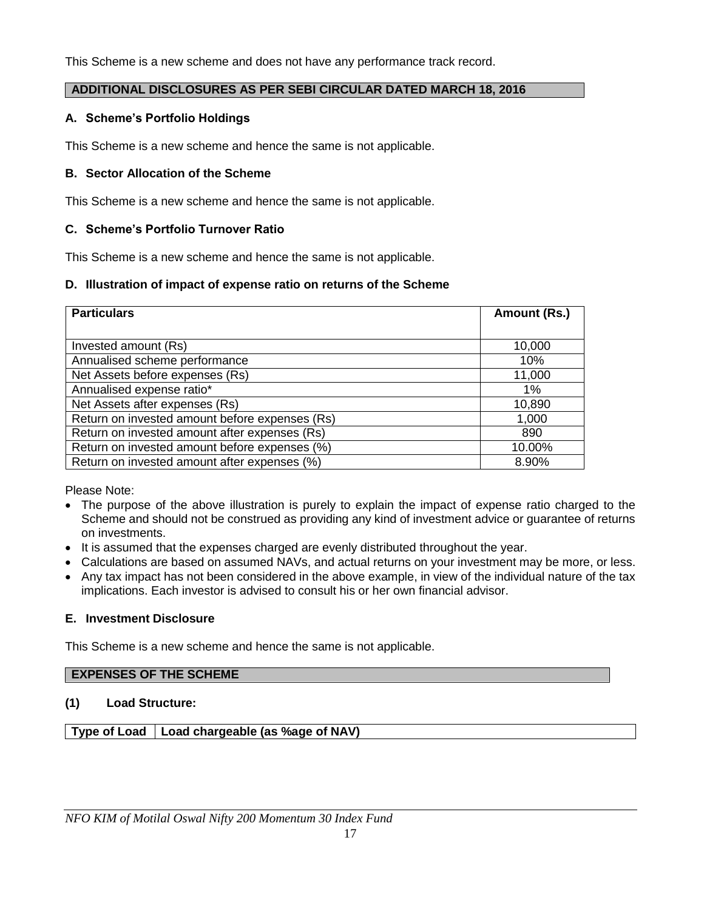This Scheme is a new scheme and does not have any performance track record.

## ADDITIONAL DISCLOSURES AS PER SEBI CIRCULAR DATED MARCH 18, 2016

### A. Scheme's Portfolio Holdings

This Scheme is a new scheme and hence the same is not applicable.

### B. Sector Allocation of the Scheme

This Scheme is a new scheme and hence the same is not applicable.

### C. Scheme's Portfolio Turnover Ratio

This Scheme is a new scheme and hence the same is not applicable.

### D. Illustration of impact of expense ratio on returns of the Scheme

| Particulars | Amount (Rs.) |
|---|---|
| Invested amount (Rs) | 10,000 |
| Annualised scheme performance | 10% |
| Net Assets before expenses (Rs) | 11,000 |
| Annualised expense ratio* | 1% |
| Net Assets after expenses (Rs) | 10,890 |
| Return on invested amount before expenses (Rs) | 1,000 |
| Return on invested amount after expenses (Rs) | 890 |
| Return on invested amount before expenses (%) | 10.00% |
| Return on invested amount after expenses (%) | 8.90% |

Please Note:

- The purpose of the above illustration is purely to explain the impact of expense ratio charged to the Scheme and should not be construed as providing any kind of investment advice or guarantee of returns on investments.
- It is assumed that the expenses charged are evenly distributed throughout the year.
- Calculations are based on assumed NAVs, and actual returns on your investment may be more, or less.
- Any tax impact has not been considered in the above example, in view of the individual nature of the tax implications. Each investor is advised to consult his or her own financial advisor.

### E. Investment Disclosure

This Scheme is a new scheme and hence the same is not applicable.

## EXPENSES OF THE SCHEME

### (1) Load Structure:

| Type of Load | Load chargeable (as %age of NAV) |
|---|---|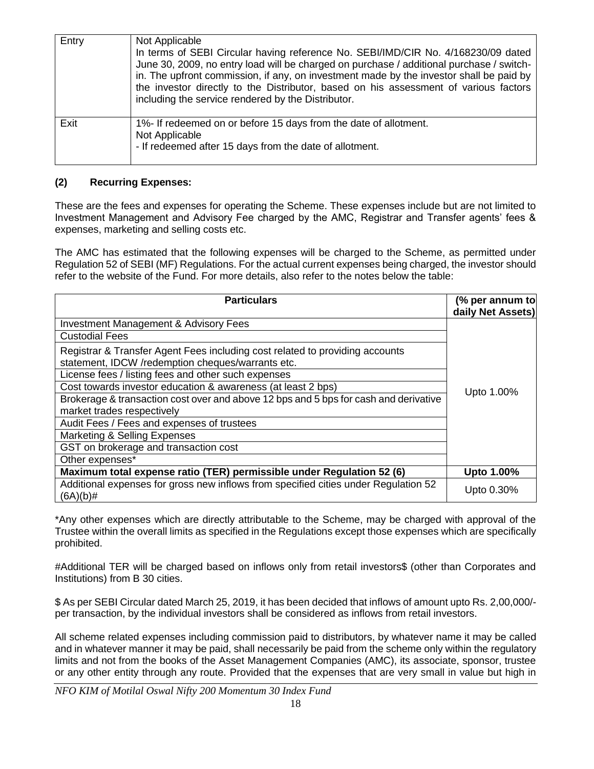| Entry | Not Applicable<br>In terms of SEBI Circular having reference No. SEBI/IMD/CIR No. 4/168230/09 dated June 30, 2009, no entry load will be charged on purchase / additional purchase / switch-in. The upfront commission, if any, on investment made by the investor shall be paid by the investor directly to the Distributor, based on his assessment of various factors including the service rendered by the Distributor. |
|---|---|
| Exit | 1%- If redeemed on or before 15 days from the date of allotment.<br>Not Applicable<br>- If redeemed after 15 days from the date of allotment. |

**(2) Recurring Expenses:**

These are the fees and expenses for operating the Scheme. These expenses include but are not limited to Investment Management and Advisory Fee charged by the AMC, Registrar and Transfer agents' fees & expenses, marketing and selling costs etc.

The AMC has estimated that the following expenses will be charged to the Scheme, as permitted under Regulation 52 of SEBI (MF) Regulations. For the actual current expenses being charged, the investor should refer to the website of the Fund. For more details, also refer to the notes below the table:

| **Particulars** | **(% per annum to daily Net Assets)** |
|---|---|
| Investment Management & Advisory Fees | Upto 1.00% |
| Custodial Fees | |
| Registrar & Transfer Agent Fees including cost related to providing accounts statement, IDCW /redemption cheques/warrants etc. | |
| License fees / listing fees and other such expenses | |
| Cost towards investor education & awareness (at least 2 bps) | |
| Brokerage & transaction cost over and above 12 bps and 5 bps for cash and derivative market trades respectively | |
| Audit Fees / Fees and expenses of trustees | |
| Marketing & Selling Expenses | |
| GST on brokerage and transaction cost | |
| Other expenses* | |
| **Maximum total expense ratio (TER) permissible under Regulation 52 (6)** | **Upto 1.00%** |
| Additional expenses for gross new inflows from specified cities under Regulation 52 (6A)(b)# | Upto 0.30% |

*Any other expenses which are directly attributable to the Scheme, may be charged with approval of the Trustee within the overall limits as specified in the Regulations except those expenses which are specifically prohibited.

#Additional TER will be charged based on inflows only from retail investors$ (other than Corporates and Institutions) from B 30 cities.

$ As per SEBI Circular dated March 25, 2019, it has been decided that inflows of amount upto Rs. 2,00,000/- per transaction, by the individual investors shall be considered as inflows from retail investors.

All scheme related expenses including commission paid to distributors, by whatever name it may be called and in whatever manner it may be paid, shall necessarily be paid from the scheme only within the regulatory limits and not from the books of the Asset Management Companies (AMC), its associate, sponsor, trustee or any other entity through any route. Provided that the expenses that are very small in value but high in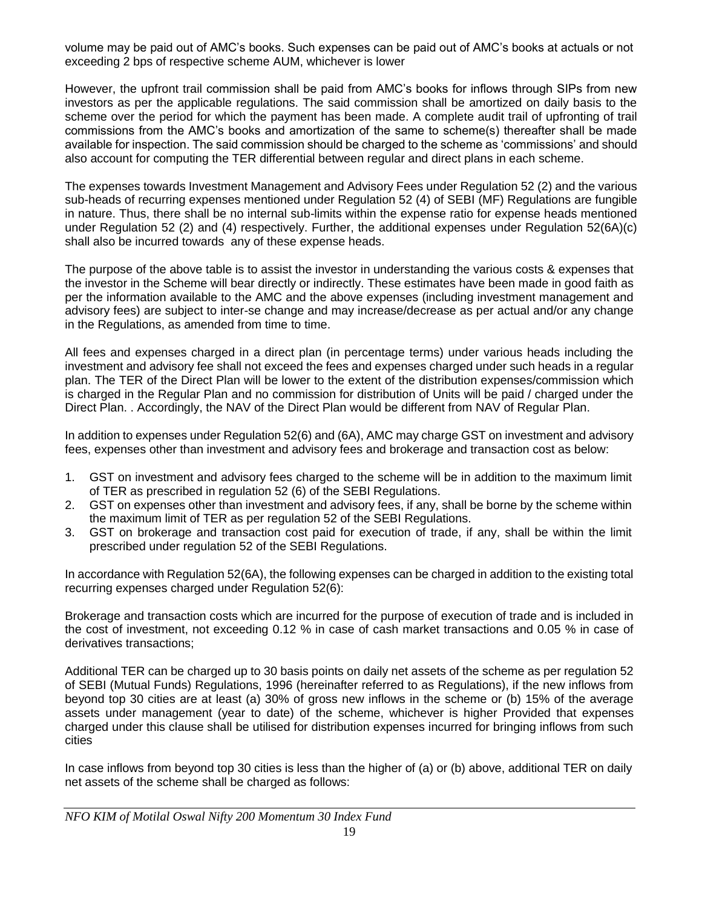volume may be paid out of AMC's books. Such expenses can be paid out of AMC's books at actuals or not exceeding 2 bps of respective scheme AUM, whichever is lower

However, the upfront trail commission shall be paid from AMC's books for inflows through SIPs from new investors as per the applicable regulations. The said commission shall be amortized on daily basis to the scheme over the period for which the payment has been made. A complete audit trail of upfronting of trail commissions from the AMC's books and amortization of the same to scheme(s) thereafter shall be made available for inspection. The said commission should be charged to the scheme as 'commissions' and should also account for computing the TER differential between regular and direct plans in each scheme.

The expenses towards Investment Management and Advisory Fees under Regulation 52 (2) and the various sub-heads of recurring expenses mentioned under Regulation 52 (4) of SEBI (MF) Regulations are fungible in nature. Thus, there shall be no internal sub-limits within the expense ratio for expense heads mentioned under Regulation 52 (2) and (4) respectively. Further, the additional expenses under Regulation 52(6A)(c) shall also be incurred towards any of these expense heads.

The purpose of the above table is to assist the investor in understanding the various costs & expenses that the investor in the Scheme will bear directly or indirectly. These estimates have been made in good faith as per the information available to the AMC and the above expenses (including investment management and advisory fees) are subject to inter-se change and may increase/decrease as per actual and/or any change in the Regulations, as amended from time to time.

All fees and expenses charged in a direct plan (in percentage terms) under various heads including the investment and advisory fee shall not exceed the fees and expenses charged under such heads in a regular plan. The TER of the Direct Plan will be lower to the extent of the distribution expenses/commission which is charged in the Regular Plan and no commission for distribution of Units will be paid / charged under the Direct Plan. . Accordingly, the NAV of the Direct Plan would be different from NAV of Regular Plan.

In addition to expenses under Regulation 52(6) and (6A), AMC may charge GST on investment and advisory fees, expenses other than investment and advisory fees and brokerage and transaction cost as below:

1. GST on investment and advisory fees charged to the scheme will be in addition to the maximum limit of TER as prescribed in regulation 52 (6) of the SEBI Regulations.
2. GST on expenses other than investment and advisory fees, if any, shall be borne by the scheme within the maximum limit of TER as per regulation 52 of the SEBI Regulations.
3. GST on brokerage and transaction cost paid for execution of trade, if any, shall be within the limit prescribed under regulation 52 of the SEBI Regulations.

In accordance with Regulation 52(6A), the following expenses can be charged in addition to the existing total recurring expenses charged under Regulation 52(6):

Brokerage and transaction costs which are incurred for the purpose of execution of trade and is included in the cost of investment, not exceeding 0.12 % in case of cash market transactions and 0.05 % in case of derivatives transactions;

Additional TER can be charged up to 30 basis points on daily net assets of the scheme as per regulation 52 of SEBI (Mutual Funds) Regulations, 1996 (hereinafter referred to as Regulations), if the new inflows from beyond top 30 cities are at least (a) 30% of gross new inflows in the scheme or (b) 15% of the average assets under management (year to date) of the scheme, whichever is higher Provided that expenses charged under this clause shall be utilised for distribution expenses incurred for bringing inflows from such cities

In case inflows from beyond top 30 cities is less than the higher of (a) or (b) above, additional TER on daily net assets of the scheme shall be charged as follows: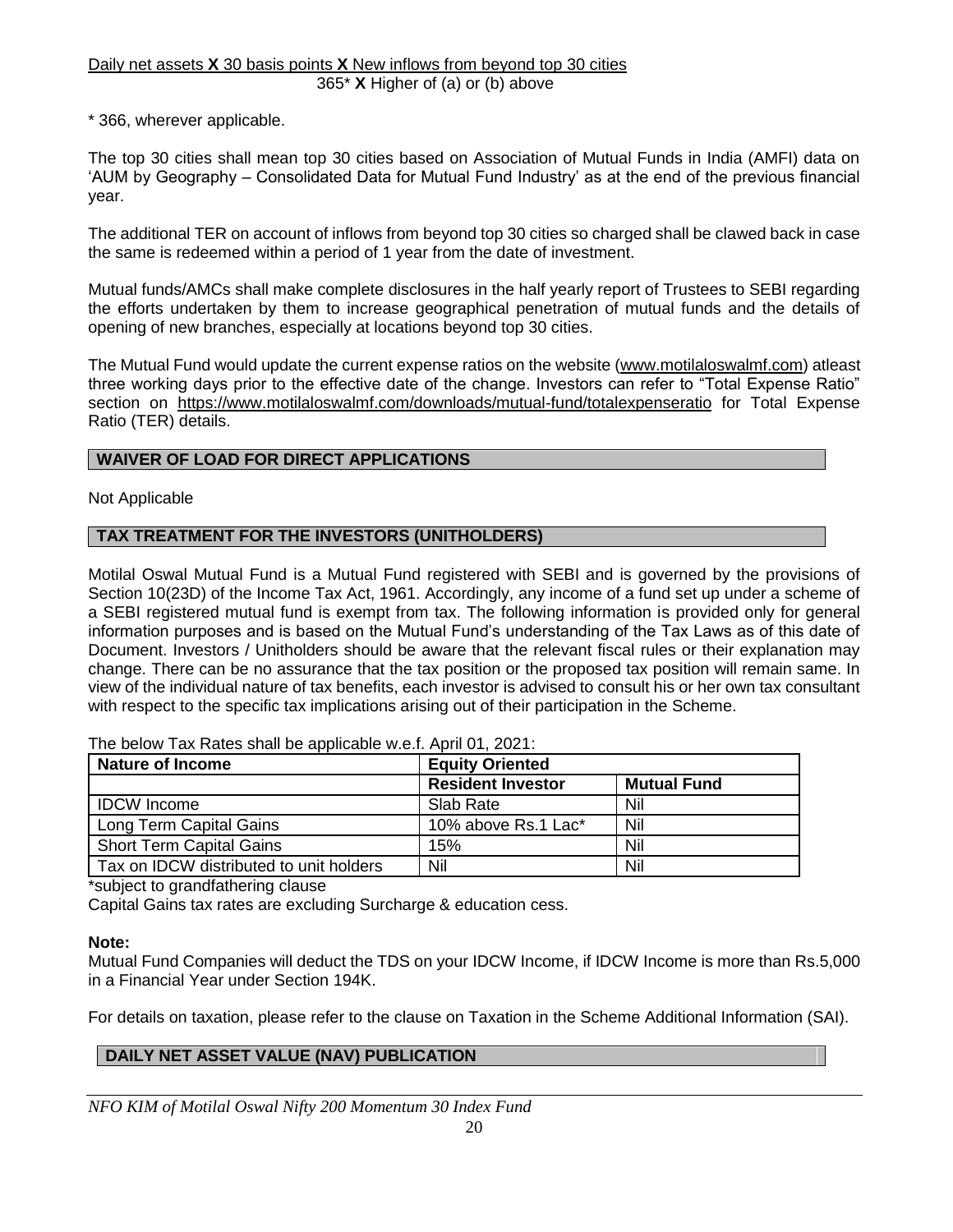Daily net assets **X** 30 basis points **X** New inflows from beyond top 30 cities
365* **X** Higher of (a) or (b) above

\* 366, wherever applicable.

The top 30 cities shall mean top 30 cities based on Association of Mutual Funds in India (AMFI) data on 'AUM by Geography – Consolidated Data for Mutual Fund Industry' as at the end of the previous financial year.

The additional TER on account of inflows from beyond top 30 cities so charged shall be clawed back in case the same is redeemed within a period of 1 year from the date of investment.

Mutual funds/AMCs shall make complete disclosures in the half yearly report of Trustees to SEBI regarding the efforts undertaken by them to increase geographical penetration of mutual funds and the details of opening of new branches, especially at locations beyond top 30 cities.

The Mutual Fund would update the current expense ratios on the website (www.motilaloswalmf.com) atleast three working days prior to the effective date of the change. Investors can refer to "Total Expense Ratio" section on https://www.motilaloswalmf.com/downloads/mutual-fund/totalexpenseratio for Total Expense Ratio (TER) details.

## WAIVER OF LOAD FOR DIRECT APPLICATIONS

Not Applicable

## TAX TREATMENT FOR THE INVESTORS (UNITHOLDERS)

Motilal Oswal Mutual Fund is a Mutual Fund registered with SEBI and is governed by the provisions of Section 10(23D) of the Income Tax Act, 1961. Accordingly, any income of a fund set up under a scheme of a SEBI registered mutual fund is exempt from tax. The following information is provided only for general information purposes and is based on the Mutual Fund's understanding of the Tax Laws as of this date of Document. Investors / Unitholders should be aware that the relevant fiscal rules or their explanation may change. There can be no assurance that the tax position or the proposed tax position will remain same. In view of the individual nature of tax benefits, each investor is advised to consult his or her own tax consultant with respect to the specific tax implications arising out of their participation in the Scheme.

The below Tax Rates shall be applicable w.e.f. April 01, 2021:

| Nature of Income | Equity Oriented | |
|---|---|---|
| | **Resident Investor** | **Mutual Fund** |
| IDCW Income | Slab Rate | Nil |
| Long Term Capital Gains | 10% above Rs.1 Lac* | Nil |
| Short Term Capital Gains | 15% | Nil |
| Tax on IDCW distributed to unit holders | Nil | Nil |

\*subject to grandfathering clause

Capital Gains tax rates are excluding Surcharge & education cess.

**Note:**
Mutual Fund Companies will deduct the TDS on your IDCW Income, if IDCW Income is more than Rs.5,000 in a Financial Year under Section 194K.

For details on taxation, please refer to the clause on Taxation in the Scheme Additional Information (SAI).

## DAILY NET ASSET VALUE (NAV) PUBLICATION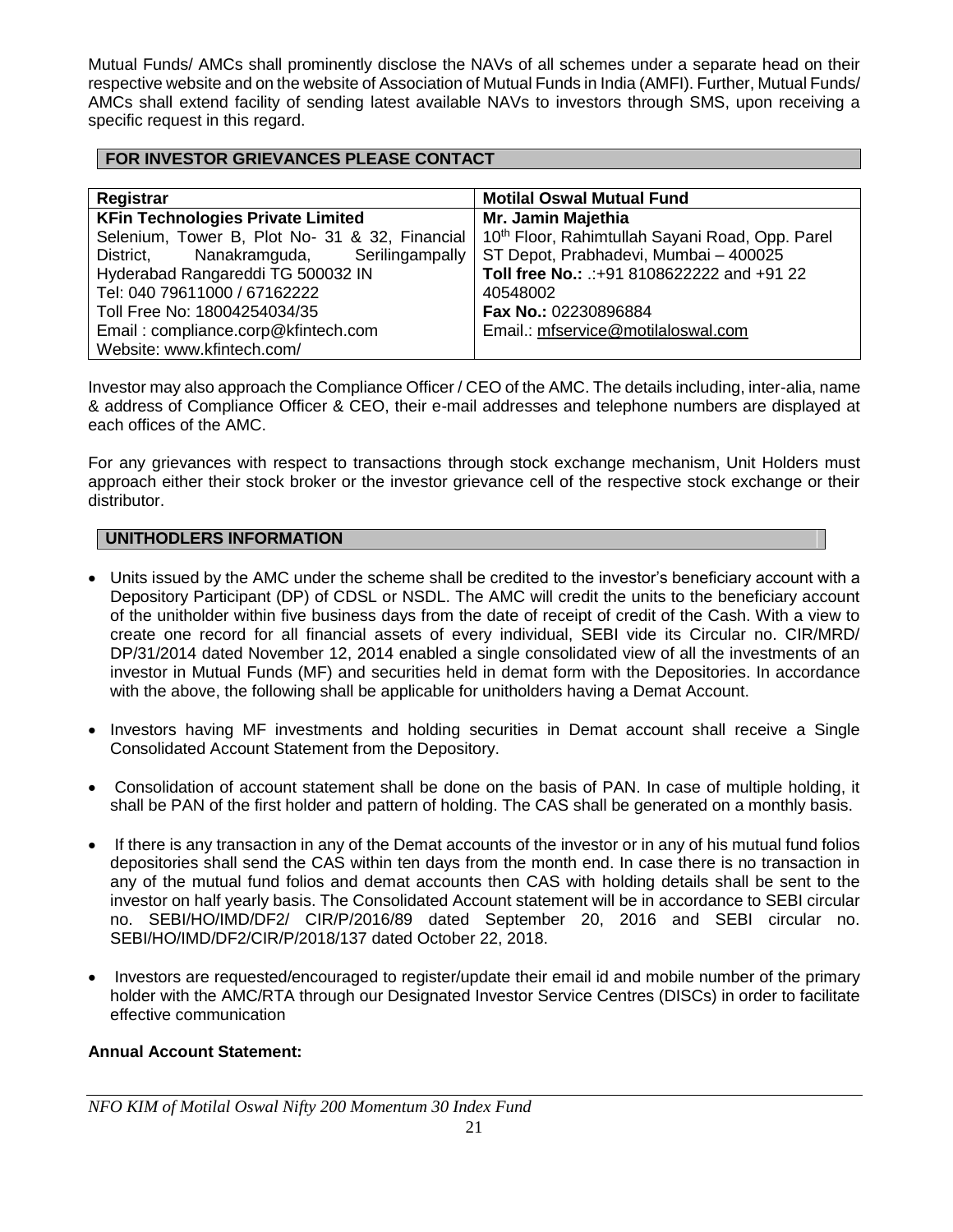Mutual Funds/ AMCs shall prominently disclose the NAVs of all schemes under a separate head on their respective website and on the website of Association of Mutual Funds in India (AMFI). Further, Mutual Funds/ AMCs shall extend facility of sending latest available NAVs to investors through SMS, upon receiving a specific request in this regard.

## FOR INVESTOR GRIEVANCES PLEASE CONTACT

| Registrar | Motilal Oswal Mutual Fund |
|---|---|
| **KFin Technologies Private Limited**<br>Selenium, Tower B, Plot No- 31 & 32, Financial District, Nanakramguda, Serilingampally Hyderabad Rangareddi TG 500032 IN<br>Tel: 040 79611000 / 67162222<br>Toll Free No: 18004254034/35<br>Email : compliance.corp@kfintech.com<br>Website: www.kfintech.com/ | **Mr. Jamin Majethia**<br>10th Floor, Rahimtullah Sayani Road, Opp. Parel ST Depot, Prabhadevi, Mumbai – 400025<br>**Toll free No.:** .:+91 8108622222 and +91 22 40548002<br>**Fax No.:** 02230896884<br>Email.: mfservice@motilaloswal.com |

Investor may also approach the Compliance Officer / CEO of the AMC. The details including, inter-alia, name & address of Compliance Officer & CEO, their e-mail addresses and telephone numbers are displayed at each offices of the AMC.

For any grievances with respect to transactions through stock exchange mechanism, Unit Holders must approach either their stock broker or the investor grievance cell of the respective stock exchange or their distributor.

## UNITHODLERS INFORMATION

- Units issued by the AMC under the scheme shall be credited to the investor's beneficiary account with a Depository Participant (DP) of CDSL or NSDL. The AMC will credit the units to the beneficiary account of the unitholder within five business days from the date of receipt of credit of the Cash. With a view to create one record for all financial assets of every individual, SEBI vide its Circular no. CIR/MRD/ DP/31/2014 dated November 12, 2014 enabled a single consolidated view of all the investments of an investor in Mutual Funds (MF) and securities held in demat form with the Depositories. In accordance with the above, the following shall be applicable for unitholders having a Demat Account.

- Investors having MF investments and holding securities in Demat account shall receive a Single Consolidated Account Statement from the Depository.

- Consolidation of account statement shall be done on the basis of PAN. In case of multiple holding, it shall be PAN of the first holder and pattern of holding. The CAS shall be generated on a monthly basis.

- If there is any transaction in any of the Demat accounts of the investor or in any of his mutual fund folios depositories shall send the CAS within ten days from the month end. In case there is no transaction in any of the mutual fund folios and demat accounts then CAS with holding details shall be sent to the investor on half yearly basis. The Consolidated Account statement will be in accordance to SEBI circular no. SEBI/HO/IMD/DF2/ CIR/P/2016/89 dated September 20, 2016 and SEBI circular no. SEBI/HO/IMD/DF2/CIR/P/2018/137 dated October 22, 2018.

- Investors are requested/encouraged to register/update their email id and mobile number of the primary holder with the AMC/RTA through our Designated Investor Service Centres (DISCs) in order to facilitate effective communication

**Annual Account Statement:**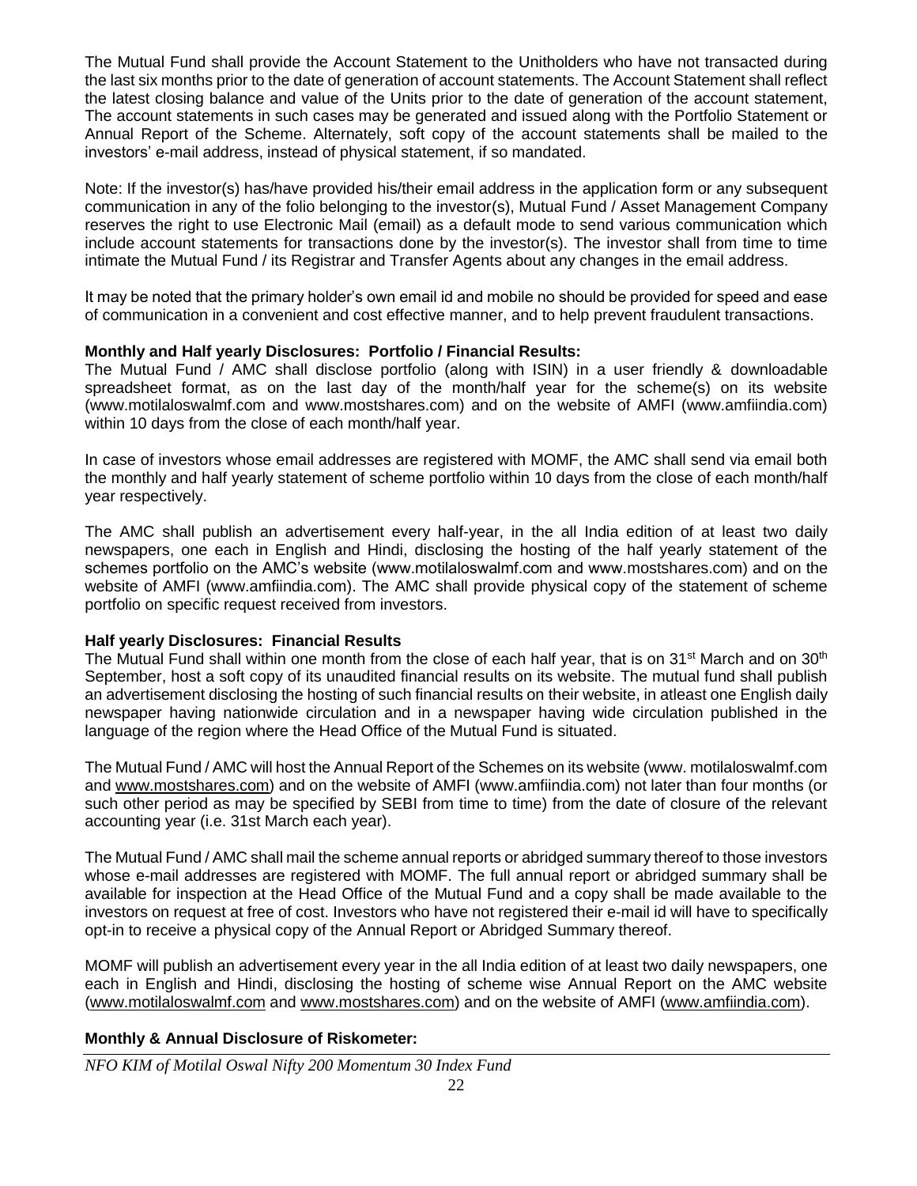The Mutual Fund shall provide the Account Statement to the Unitholders who have not transacted during the last six months prior to the date of generation of account statements. The Account Statement shall reflect the latest closing balance and value of the Units prior to the date of generation of the account statement, The account statements in such cases may be generated and issued along with the Portfolio Statement or Annual Report of the Scheme. Alternately, soft copy of the account statements shall be mailed to the investors' e-mail address, instead of physical statement, if so mandated.

Note: If the investor(s) has/have provided his/their email address in the application form or any subsequent communication in any of the folio belonging to the investor(s), Mutual Fund / Asset Management Company reserves the right to use Electronic Mail (email) as a default mode to send various communication which include account statements for transactions done by the investor(s). The investor shall from time to time intimate the Mutual Fund / its Registrar and Transfer Agents about any changes in the email address.

It may be noted that the primary holder's own email id and mobile no should be provided for speed and ease of communication in a convenient and cost effective manner, and to help prevent fraudulent transactions.

**Monthly and Half yearly Disclosures: Portfolio / Financial Results:**

The Mutual Fund / AMC shall disclose portfolio (along with ISIN) in a user friendly & downloadable spreadsheet format, as on the last day of the month/half year for the scheme(s) on its website (www.motilaloswalmf.com and www.mostshares.com) and on the website of AMFI (www.amfiindia.com) within 10 days from the close of each month/half year.

In case of investors whose email addresses are registered with MOMF, the AMC shall send via email both the monthly and half yearly statement of scheme portfolio within 10 days from the close of each month/half year respectively.

The AMC shall publish an advertisement every half-year, in the all India edition of at least two daily newspapers, one each in English and Hindi, disclosing the hosting of the half yearly statement of the schemes portfolio on the AMC's website (www.motilaloswalmf.com and www.mostshares.com) and on the website of AMFI (www.amfiindia.com). The AMC shall provide physical copy of the statement of scheme portfolio on specific request received from investors.

**Half yearly Disclosures: Financial Results**

The Mutual Fund shall within one month from the close of each half year, that is on 31st March and on 30th September, host a soft copy of its unaudited financial results on its website. The mutual fund shall publish an advertisement disclosing the hosting of such financial results on their website, in atleast one English daily newspaper having nationwide circulation and in a newspaper having wide circulation published in the language of the region where the Head Office of the Mutual Fund is situated.

The Mutual Fund / AMC will host the Annual Report of the Schemes on its website (www. motilaloswalmf.com and www.mostshares.com) and on the website of AMFI (www.amfiindia.com) not later than four months (or such other period as may be specified by SEBI from time to time) from the date of closure of the relevant accounting year (i.e. 31st March each year).

The Mutual Fund / AMC shall mail the scheme annual reports or abridged summary thereof to those investors whose e-mail addresses are registered with MOMF. The full annual report or abridged summary shall be available for inspection at the Head Office of the Mutual Fund and a copy shall be made available to the investors on request at free of cost. Investors who have not registered their e-mail id will have to specifically opt-in to receive a physical copy of the Annual Report or Abridged Summary thereof.

MOMF will publish an advertisement every year in the all India edition of at least two daily newspapers, one each in English and Hindi, disclosing the hosting of scheme wise Annual Report on the AMC website (www.motilaloswalmf.com and www.mostshares.com) and on the website of AMFI (www.amfiindia.com).

**Monthly & Annual Disclosure of Riskometer:**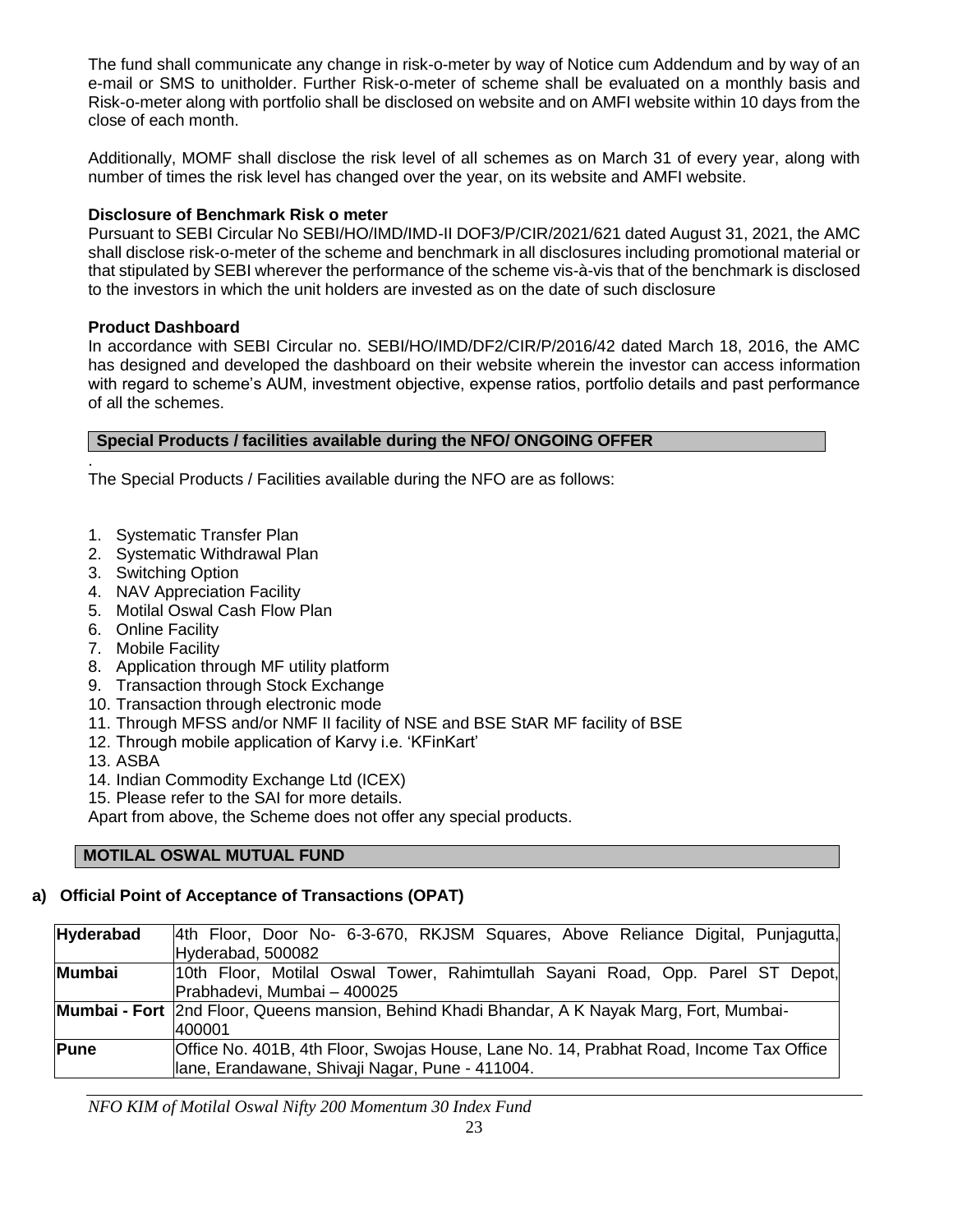The fund shall communicate any change in risk-o-meter by way of Notice cum Addendum and by way of an e-mail or SMS to unitholder. Further Risk-o-meter of scheme shall be evaluated on a monthly basis and Risk-o-meter along with portfolio shall be disclosed on website and on AMFI website within 10 days from the close of each month.

Additionally, MOMF shall disclose the risk level of all schemes as on March 31 of every year, along with number of times the risk level has changed over the year, on its website and AMFI website.

**Disclosure of Benchmark Risk o meter**

Pursuant to SEBI Circular No SEBI/HO/IMD/IMD-II DOF3/P/CIR/2021/621 dated August 31, 2021, the AMC shall disclose risk-o-meter of the scheme and benchmark in all disclosures including promotional material or that stipulated by SEBI wherever the performance of the scheme vis-à-vis that of the benchmark is disclosed to the investors in which the unit holders are invested as on the date of such disclosure

**Product Dashboard**

In accordance with SEBI Circular no. SEBI/HO/IMD/DF2/CIR/P/2016/42 dated March 18, 2016, the AMC has designed and developed the dashboard on their website wherein the investor can access information with regard to scheme's AUM, investment objective, expense ratios, portfolio details and past performance of all the schemes.

## Special Products / facilities available during the NFO/ ONGOING OFFER

.

The Special Products / Facilities available during the NFO are as follows:

1. Systematic Transfer Plan
2. Systematic Withdrawal Plan
3. Switching Option
4. NAV Appreciation Facility
5. Motilal Oswal Cash Flow Plan
6. Online Facility
7. Mobile Facility
8. Application through MF utility platform
9. Transaction through Stock Exchange
10. Transaction through electronic mode
11. Through MFSS and/or NMF II facility of NSE and BSE StAR MF facility of BSE
12. Through mobile application of Karvy i.e. 'KFinKart'
13. ASBA
14. Indian Commodity Exchange Ltd (ICEX)
15. Please refer to the SAI for more details.

Apart from above, the Scheme does not offer any special products.

## MOTILAL OSWAL MUTUAL FUND

### a) Official Point of Acceptance of Transactions (OPAT)

| | |
|---|---|
| **Hyderabad** | 4th Floor, Door No- 6-3-670, RKJSM Squares, Above Reliance Digital, Punjagutta, Hyderabad, 500082 |
| **Mumbai** | 10th Floor, Motilal Oswal Tower, Rahimtullah Sayani Road, Opp. Parel ST Depot, Prabhadevi, Mumbai – 400025 |
| **Mumbai - Fort** | 2nd Floor, Queens mansion, Behind Khadi Bhandar, A K Nayak Marg, Fort, Mumbai- 400001 |
| **Pune** | Office No. 401B, 4th Floor, Swojas House, Lane No. 14, Prabhat Road, Income Tax Office lane, Erandawane, Shivaji Nagar, Pune - 411004. |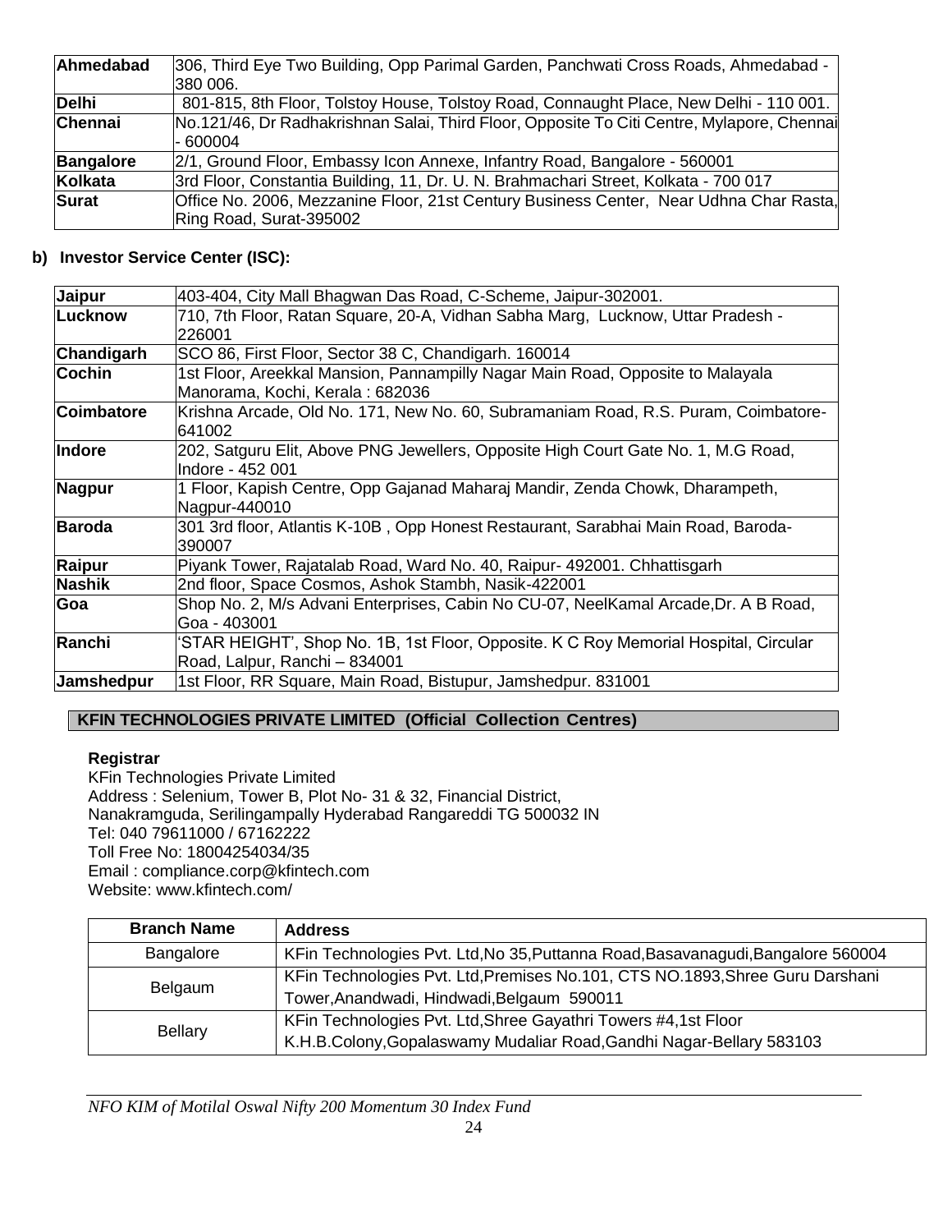| | |
|---|---|
| **Ahmedabad** | 306, Third Eye Two Building, Opp Parimal Garden, Panchwati Cross Roads, Ahmedabad - 380 006. |
| **Delhi** | 801-815, 8th Floor, Tolstoy House, Tolstoy Road, Connaught Place, New Delhi - 110 001. |
| **Chennai** | No.121/46, Dr Radhakrishnan Salai, Third Floor, Opposite To Citi Centre, Mylapore, Chennai - 600004 |
| **Bangalore** | 2/1, Ground Floor, Embassy Icon Annexe, Infantry Road, Bangalore - 560001 |
| **Kolkata** | 3rd Floor, Constantia Building, 11, Dr. U. N. Brahmachari Street, Kolkata - 700 017 |
| **Surat** | Office No. 2006, Mezzanine Floor, 21st Century Business Center, Near Udhna Char Rasta, Ring Road, Surat-395002 |

**b) Investor Service Center (ISC):**

| | |
|---|---|
| **Jaipur** | 403-404, City Mall Bhagwan Das Road, C-Scheme, Jaipur-302001. |
| **Lucknow** | 710, 7th Floor, Ratan Square, 20-A, Vidhan Sabha Marg, Lucknow, Uttar Pradesh - 226001 |
| **Chandigarh** | SCO 86, First Floor, Sector 38 C, Chandigarh. 160014 |
| **Cochin** | 1st Floor, Areekkal Mansion, Pannampilly Nagar Main Road, Opposite to Malayala Manorama, Kochi, Kerala : 682036 |
| **Coimbatore** | Krishna Arcade, Old No. 171, New No. 60, Subramaniam Road, R.S. Puram, Coimbatore-641002 |
| **Indore** | 202, Satguru Elit, Above PNG Jewellers, Opposite High Court Gate No. 1, M.G Road, Indore - 452 001 |
| **Nagpur** | 1 Floor, Kapish Centre, Opp Gajanad Maharaj Mandir, Zenda Chowk, Dharampeth, Nagpur-440010 |
| **Baroda** | 301 3rd floor, Atlantis K-10B , Opp Honest Restaurant, Sarabhai Main Road, Baroda-390007 |
| **Raipur** | Piyank Tower, Rajatalab Road, Ward No. 40, Raipur- 492001. Chhattisgarh |
| **Nashik** | 2nd floor, Space Cosmos, Ashok Stambh, Nasik-422001 |
| **Goa** | Shop No. 2, M/s Advani Enterprises, Cabin No CU-07, NeelKamal Arcade,Dr. A B Road, Goa - 403001 |
| **Ranchi** | 'STAR HEIGHT', Shop No. 1B, 1st Floor, Opposite. K C Roy Memorial Hospital, Circular Road, Lalpur, Ranchi – 834001 |
| **Jamshedpur** | 1st Floor, RR Square, Main Road, Bistupur, Jamshedpur. 831001 |

**KFIN TECHNOLOGIES PRIVATE LIMITED (Official Collection Centres)**

**Registrar**
KFin Technologies Private Limited
Address : Selenium, Tower B, Plot No- 31 & 32, Financial District,
Nanakramguda, Serilingampally Hyderabad Rangareddi TG 500032 IN
Tel: 040 79611000 / 67162222
Toll Free No: 18004254034/35
Email : compliance.corp@kfintech.com
Website: www.kfintech.com/

| Branch Name | Address |
|---|---|
| Bangalore | KFin Technologies Pvt. Ltd,No 35,Puttanna Road,Basavanagudi,Bangalore 560004 |
| Belgaum | KFin Technologies Pvt. Ltd,Premises No.101, CTS NO.1893,Shree Guru Darshani Tower,Anandwadi, Hindwadi,Belgaum 590011 |
| Bellary | KFin Technologies Pvt. Ltd,Shree Gayathri Towers #4,1st Floor K.H.B.Colony,Gopalaswamy Mudaliar Road,Gandhi Nagar-Bellary 583103 |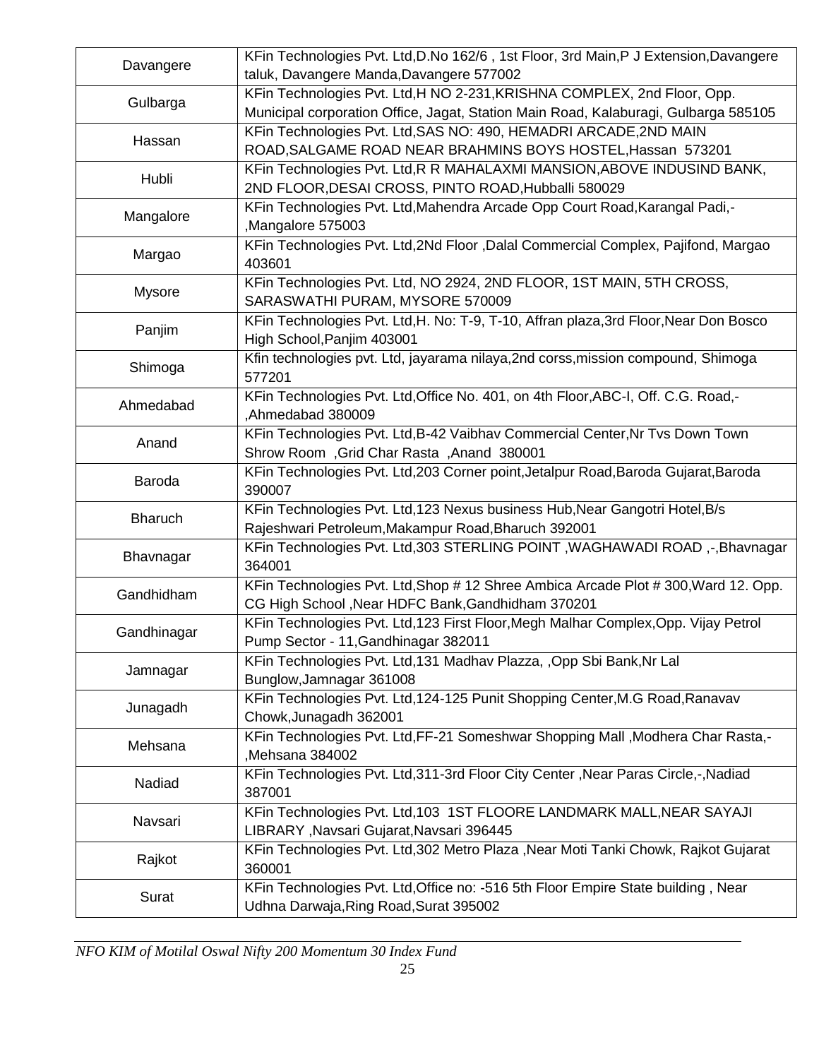| Davangere | KFin Technologies Pvt. Ltd,D.No 162/6 , 1st Floor, 3rd Main,P J Extension,Davangere taluk, Davangere Manda,Davangere 577002 |
|---|---|
| Gulbarga | KFin Technologies Pvt. Ltd,H NO 2-231,KRISHNA COMPLEX, 2nd Floor, Opp. Municipal corporation Office, Jagat, Station Main Road, Kalaburagi, Gulbarga 585105 |
| Hassan | KFin Technologies Pvt. Ltd,SAS NO: 490, HEMADRI ARCADE,2ND MAIN ROAD,SALGAME ROAD NEAR BRAHMINS BOYS HOSTEL,Hassan 573201 |
| Hubli | KFin Technologies Pvt. Ltd,R R MAHALAXMI MANSION,ABOVE INDUSIND BANK, 2ND FLOOR,DESAI CROSS, PINTO ROAD,Hubballi 580029 |
| Mangalore | KFin Technologies Pvt. Ltd,Mahendra Arcade Opp Court Road,Karangal Padi,- ,Mangalore 575003 |
| Margao | KFin Technologies Pvt. Ltd,2Nd Floor ,Dalal Commercial Complex, Pajifond, Margao 403601 |
| Mysore | KFin Technologies Pvt. Ltd, NO 2924, 2ND FLOOR, 1ST MAIN, 5TH CROSS, SARASWATHI PURAM, MYSORE 570009 |
| Panjim | KFin Technologies Pvt. Ltd,H. No: T-9, T-10, Affran plaza,3rd Floor,Near Don Bosco High School,Panjim 403001 |
| Shimoga | Kfin technologies pvt. Ltd, jayarama nilaya,2nd corss,mission compound, Shimoga 577201 |
| Ahmedabad | KFin Technologies Pvt. Ltd,Office No. 401, on 4th Floor,ABC-I, Off. C.G. Road,- ,Ahmedabad 380009 |
| Anand | KFin Technologies Pvt. Ltd,B-42 Vaibhav Commercial Center,Nr Tvs Down Town Shrow Room ,Grid Char Rasta ,Anand 380001 |
| Baroda | KFin Technologies Pvt. Ltd,203 Corner point,Jetalpur Road,Baroda Gujarat,Baroda 390007 |
| Bharuch | KFin Technologies Pvt. Ltd,123 Nexus business Hub,Near Gangotri Hotel,B/s Rajeshwari Petroleum,Makampur Road,Bharuch 392001 |
| Bhavnagar | KFin Technologies Pvt. Ltd,303 STERLING POINT ,WAGHAWADI ROAD ,-,Bhavnagar 364001 |
| Gandhidham | KFin Technologies Pvt. Ltd,Shop # 12 Shree Ambica Arcade Plot # 300,Ward 12. Opp. CG High School ,Near HDFC Bank,Gandhidham 370201 |
| Gandhinagar | KFin Technologies Pvt. Ltd,123 First Floor,Megh Malhar Complex,Opp. Vijay Petrol Pump Sector - 11,Gandhinagar 382011 |
| Jamnagar | KFin Technologies Pvt. Ltd,131 Madhav Plazza, ,Opp Sbi Bank,Nr Lal Bunglow,Jamnagar 361008 |
| Junagadh | KFin Technologies Pvt. Ltd,124-125 Punit Shopping Center,M.G Road,Ranavav Chowk,Junagadh 362001 |
| Mehsana | KFin Technologies Pvt. Ltd,FF-21 Someshwar Shopping Mall ,Modhera Char Rasta,- ,Mehsana 384002 |
| Nadiad | KFin Technologies Pvt. Ltd,311-3rd Floor City Center ,Near Paras Circle,-,Nadiad 387001 |
| Navsari | KFin Technologies Pvt. Ltd,103 1ST FLOORE LANDMARK MALL,NEAR SAYAJI LIBRARY ,Navsari Gujarat,Navsari 396445 |
| Rajkot | KFin Technologies Pvt. Ltd,302 Metro Plaza ,Near Moti Tanki Chowk, Rajkot Gujarat 360001 |
| Surat | KFin Technologies Pvt. Ltd,Office no: -516 5th Floor Empire State building , Near Udhna Darwaja,Ring Road,Surat 395002 |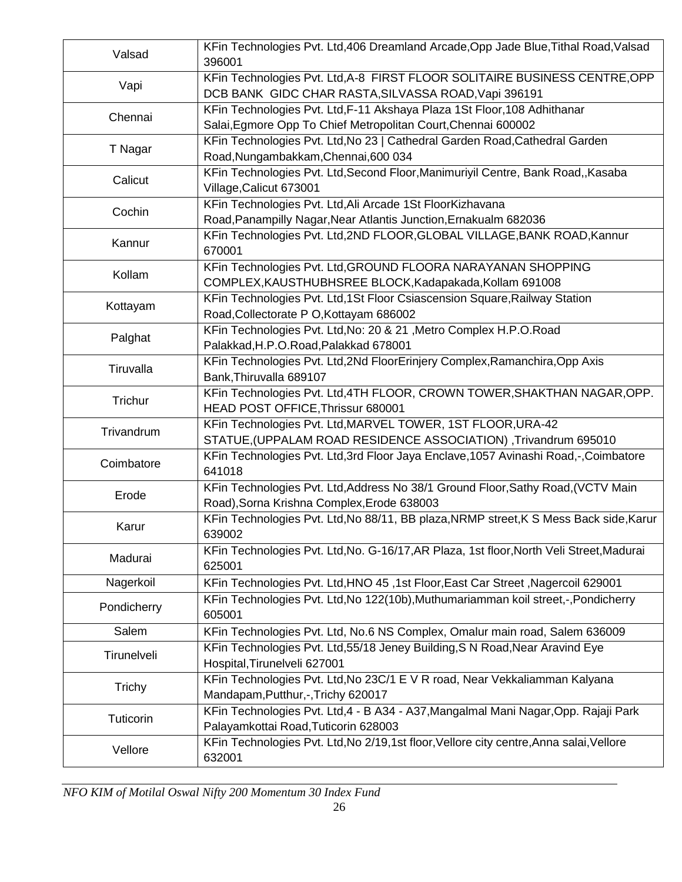| | |
|---|---|
| Valsad | KFin Technologies Pvt. Ltd,406 Dreamland Arcade,Opp Jade Blue,Tithal Road,Valsad 396001 |
| Vapi | KFin Technologies Pvt. Ltd,A-8 FIRST FLOOR SOLITAIRE BUSINESS CENTRE,OPP DCB BANK GIDC CHAR RASTA,SILVASSA ROAD,Vapi 396191 |
| Chennai | KFin Technologies Pvt. Ltd,F-11 Akshaya Plaza 1St Floor,108 Adhithanar Salai,Egmore Opp To Chief Metropolitan Court,Chennai 600002 |
| T Nagar | KFin Technologies Pvt. Ltd,No 23 \| Cathedral Garden Road,Cathedral Garden Road,Nungambakkam,Chennai,600 034 |
| Calicut | KFin Technologies Pvt. Ltd,Second Floor,Manimuriyil Centre, Bank Road,,Kasaba Village,Calicut 673001 |
| Cochin | KFin Technologies Pvt. Ltd,Ali Arcade 1St FloorKizhavana Road,Panampilly Nagar,Near Atlantis Junction,Ernakualm 682036 |
| Kannur | KFin Technologies Pvt. Ltd,2ND FLOOR,GLOBAL VILLAGE,BANK ROAD,Kannur 670001 |
| Kollam | KFin Technologies Pvt. Ltd,GROUND FLOORA NARAYANAN SHOPPING COMPLEX,KAUSTHUBHSREE BLOCK,Kadapakada,Kollam 691008 |
| Kottayam | KFin Technologies Pvt. Ltd,1St Floor Csiascension Square,Railway Station Road,Collectorate P O,Kottayam 686002 |
| Palghat | KFin Technologies Pvt. Ltd,No: 20 & 21 ,Metro Complex H.P.O.Road Palakkad,H.P.O.Road,Palakkad 678001 |
| Tiruvalla | KFin Technologies Pvt. Ltd,2Nd FloorErinjery Complex,Ramanchira,Opp Axis Bank,Thiruvalla 689107 |
| Trichur | KFin Technologies Pvt. Ltd,4TH FLOOR, CROWN TOWER,SHAKTHAN NAGAR,OPP. HEAD POST OFFICE,Thrissur 680001 |
| Trivandrum | KFin Technologies Pvt. Ltd,MARVEL TOWER, 1ST FLOOR,URA-42 STATUE,(UPPALAM ROAD RESIDENCE ASSOCIATION) ,Trivandrum 695010 |
| Coimbatore | KFin Technologies Pvt. Ltd,3rd Floor Jaya Enclave,1057 Avinashi Road,-,Coimbatore 641018 |
| Erode | KFin Technologies Pvt. Ltd,Address No 38/1 Ground Floor,Sathy Road,(VCTV Main Road),Sorna Krishna Complex,Erode 638003 |
| Karur | KFin Technologies Pvt. Ltd,No 88/11, BB plaza,NRMP street,K S Mess Back side,Karur 639002 |
| Madurai | KFin Technologies Pvt. Ltd,No. G-16/17,AR Plaza, 1st floor,North Veli Street,Madurai 625001 |
| Nagerkoil | KFin Technologies Pvt. Ltd,HNO 45 ,1st Floor,East Car Street ,Nagercoil 629001 |
| Pondicherry | KFin Technologies Pvt. Ltd,No 122(10b),Muthumariamman koil street,-,Pondicherry 605001 |
| Salem | KFin Technologies Pvt. Ltd, No.6 NS Complex, Omalur main road, Salem 636009 |
| Tirunelveli | KFin Technologies Pvt. Ltd,55/18 Jeney Building,S N Road,Near Aravind Eye Hospital,Tirunelveli 627001 |
| Trichy | KFin Technologies Pvt. Ltd,No 23C/1 E V R road, Near Vekkaliamman Kalyana Mandapam,Putthur,-,Trichy 620017 |
| Tuticorin | KFin Technologies Pvt. Ltd,4 - B A34 - A37,Mangalmal Mani Nagar,Opp. Rajaji Park Palayamkottai Road,Tuticorin 628003 |
| Vellore | KFin Technologies Pvt. Ltd,No 2/19,1st floor,Vellore city centre,Anna salai,Vellore 632001 |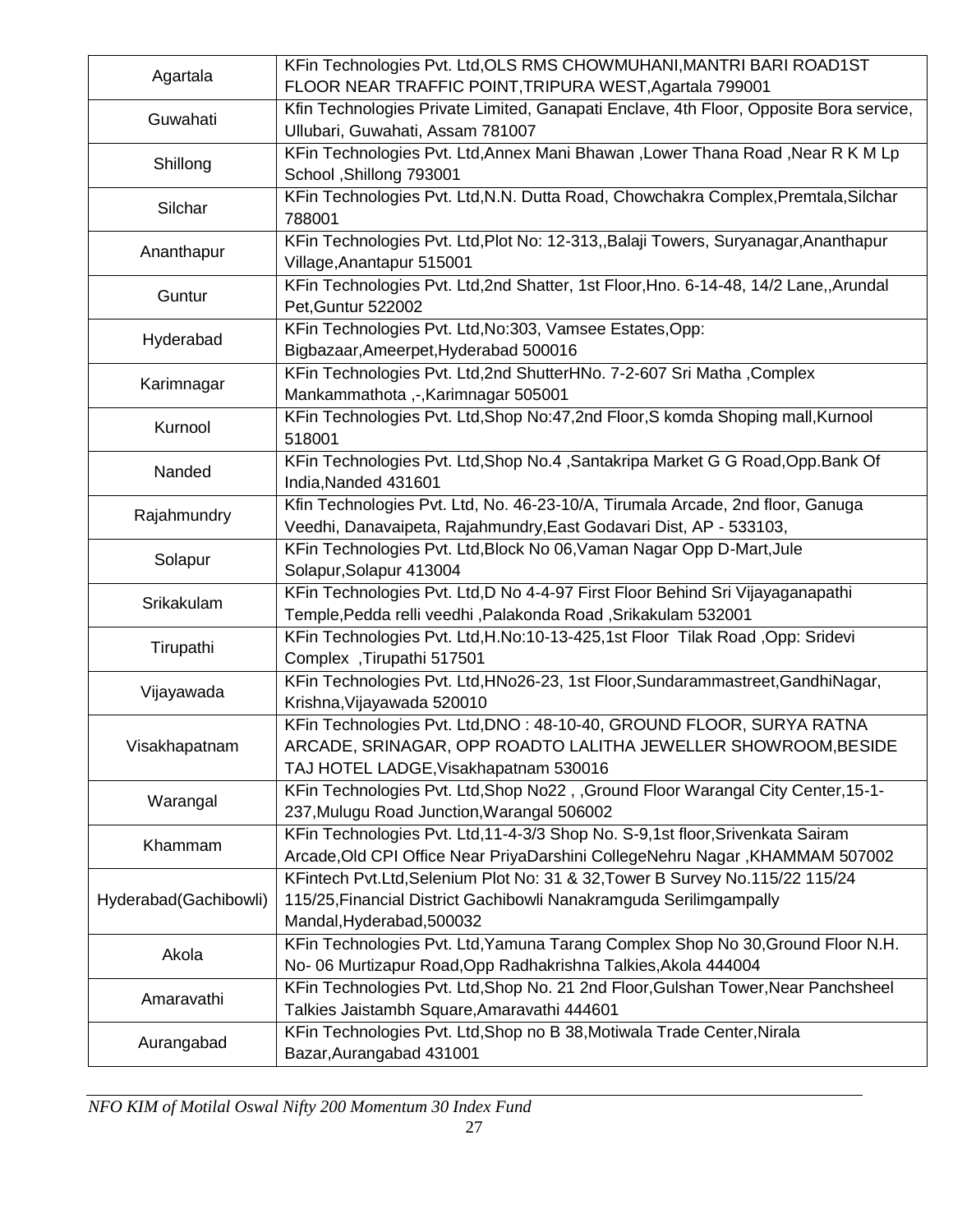| | |
|---|---|
| Agartala | KFin Technologies Pvt. Ltd,OLS RMS CHOWMUHANI,MANTRI BARI ROAD1ST FLOOR NEAR TRAFFIC POINT,TRIPURA WEST,Agartala 799001 |
| Guwahati | Kfin Technologies Private Limited, Ganapati Enclave, 4th Floor, Opposite Bora service, Ullubari, Guwahati, Assam 781007 |
| Shillong | KFin Technologies Pvt. Ltd,Annex Mani Bhawan ,Lower Thana Road ,Near R K M Lp School ,Shillong 793001 |
| Silchar | KFin Technologies Pvt. Ltd,N.N. Dutta Road, Chowchakra Complex,Premtala,Silchar 788001 |
| Ananthapur | KFin Technologies Pvt. Ltd,Plot No: 12-313,,Balaji Towers, Suryanagar,Ananthapur Village,Anantapur 515001 |
| Guntur | KFin Technologies Pvt. Ltd,2nd Shatter, 1st Floor,Hno. 6-14-48, 14/2 Lane,,Arundal Pet,Guntur 522002 |
| Hyderabad | KFin Technologies Pvt. Ltd,No:303, Vamsee Estates,Opp: Bigbazaar,Ameerpet,Hyderabad 500016 |
| Karimnagar | KFin Technologies Pvt. Ltd,2nd ShutterHNo. 7-2-607 Sri Matha ,Complex Mankammathota ,-,Karimnagar 505001 |
| Kurnool | KFin Technologies Pvt. Ltd,Shop No:47,2nd Floor,S komda Shoping mall,Kurnool 518001 |
| Nanded | KFin Technologies Pvt. Ltd,Shop No.4 ,Santakripa Market G G Road,Opp.Bank Of India,Nanded 431601 |
| Rajahmundry | Kfin Technologies Pvt. Ltd, No. 46-23-10/A, Tirumala Arcade, 2nd floor, Ganuga Veedhi, Danavaipeta, Rajahmundry,East Godavari Dist, AP - 533103, |
| Solapur | KFin Technologies Pvt. Ltd,Block No 06,Vaman Nagar Opp D-Mart,Jule Solapur,Solapur 413004 |
| Srikakulam | KFin Technologies Pvt. Ltd,D No 4-4-97 First Floor Behind Sri Vijayaganapathi Temple,Pedda relli veedhi ,Palakonda Road ,Srikakulam 532001 |
| Tirupathi | KFin Technologies Pvt. Ltd,H.No:10-13-425,1st Floor Tilak Road ,Opp: Sridevi Complex ,Tirupathi 517501 |
| Vijayawada | KFin Technologies Pvt. Ltd,HNo26-23, 1st Floor,Sundarammastreet,GandhiNagar, Krishna,Vijayawada 520010 |
| Visakhapatnam | KFin Technologies Pvt. Ltd,DNO : 48-10-40, GROUND FLOOR, SURYA RATNA ARCADE, SRINAGAR, OPP ROADTO LALITHA JEWELLER SHOWROOM,BESIDE TAJ HOTEL LADGE,Visakhapatnam 530016 |
| Warangal | KFin Technologies Pvt. Ltd,Shop No22 , ,Ground Floor Warangal City Center,15-1-237,Mulugu Road Junction,Warangal 506002 |
| Khammam | KFin Technologies Pvt. Ltd,11-4-3/3 Shop No. S-9,1st floor,Srivenkata Sairam Arcade,Old CPI Office Near PriyaDarshini CollegeNehru Nagar ,KHAMMAM 507002 |
| Hyderabad(Gachibowli) | KFintech Pvt.Ltd,Selenium Plot No: 31 & 32,Tower B Survey No.115/22 115/24 115/25,Financial District Gachibowli Nanakramguda Serilimgampally Mandal,Hyderabad,500032 |
| Akola | KFin Technologies Pvt. Ltd,Yamuna Tarang Complex Shop No 30,Ground Floor N.H. No- 06 Murtizapur Road,Opp Radhakrishna Talkies,Akola 444004 |
| Amaravathi | KFin Technologies Pvt. Ltd,Shop No. 21 2nd Floor,Gulshan Tower,Near Panchsheel Talkies Jaistambh Square,Amaravathi 444601 |
| Aurangabad | KFin Technologies Pvt. Ltd,Shop no B 38,Motiwala Trade Center,Nirala Bazar,Aurangabad 431001 |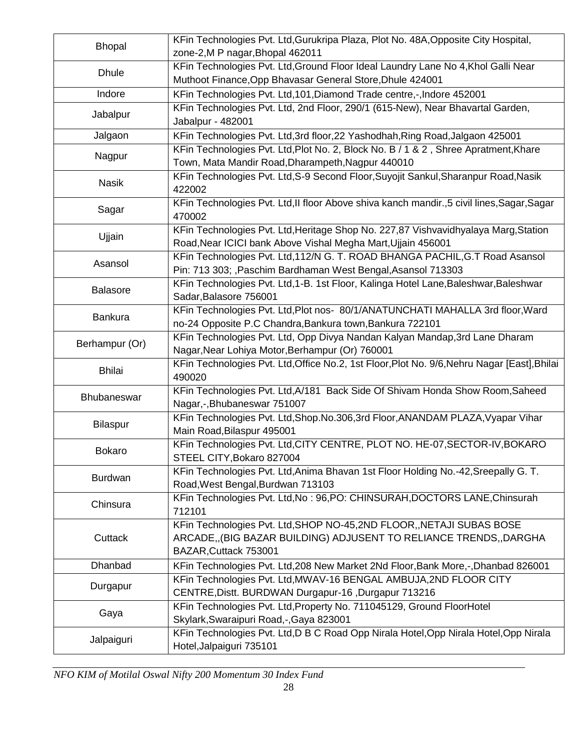| | |
|---|---|
| Bhopal | KFin Technologies Pvt. Ltd,Gurukripa Plaza, Plot No. 48A,Opposite City Hospital, zone-2,M P nagar,Bhopal 462011 |
| Dhule | KFin Technologies Pvt. Ltd,Ground Floor Ideal Laundry Lane No 4,Khol Galli Near Muthoot Finance,Opp Bhavasar General Store,Dhule 424001 |
| Indore | KFin Technologies Pvt. Ltd,101,Diamond Trade centre,-,Indore 452001 |
| Jabalpur | KFin Technologies Pvt. Ltd, 2nd Floor, 290/1 (615-New), Near Bhavartal Garden, Jabalpur - 482001 |
| Jalgaon | KFin Technologies Pvt. Ltd,3rd floor,22 Yashodhah,Ring Road,Jalgaon 425001 |
| Nagpur | KFin Technologies Pvt. Ltd,Plot No. 2, Block No. B / 1 & 2 , Shree Apratment,Khare Town, Mata Mandir Road,Dharampeth,Nagpur 440010 |
| Nasik | KFin Technologies Pvt. Ltd,S-9 Second Floor,Suyojit Sankul,Sharanpur Road,Nasik 422002 |
| Sagar | KFin Technologies Pvt. Ltd,II floor Above shiva kanch mandir.,5 civil lines,Sagar,Sagar 470002 |
| Ujjain | KFin Technologies Pvt. Ltd,Heritage Shop No. 227,87 Vishvavidhyalaya Marg,Station Road,Near ICICI bank Above Vishal Megha Mart,Ujjain 456001 |
| Asansol | KFin Technologies Pvt. Ltd,112/N G. T. ROAD BHANGA PACHIL,G.T Road Asansol Pin: 713 303; ,Paschim Bardhaman West Bengal,Asansol 713303 |
| Balasore | KFin Technologies Pvt. Ltd,1-B. 1st Floor, Kalinga Hotel Lane,Baleshwar,Baleshwar Sadar,Balasore 756001 |
| Bankura | KFin Technologies Pvt. Ltd,Plot nos- 80/1/ANATUNCHATI MAHALLA 3rd floor,Ward no-24 Opposite P.C Chandra,Bankura town,Bankura 722101 |
| Berhampur (Or) | KFin Technologies Pvt. Ltd, Opp Divya Nandan Kalyan Mandap,3rd Lane Dharam Nagar,Near Lohiya Motor,Berhampur (Or) 760001 |
| Bhilai | KFin Technologies Pvt. Ltd,Office No.2, 1st Floor,Plot No. 9/6,Nehru Nagar [East],Bhilai 490020 |
| Bhubaneswar | KFin Technologies Pvt. Ltd,A/181 Back Side Of Shivam Honda Show Room,Saheed Nagar,-,Bhubaneswar 751007 |
| Bilaspur | KFin Technologies Pvt. Ltd,Shop.No.306,3rd Floor,ANANDAM PLAZA,Vyapar Vihar Main Road,Bilaspur 495001 |
| Bokaro | KFin Technologies Pvt. Ltd,CITY CENTRE, PLOT NO. HE-07,SECTOR-IV,BOKARO STEEL CITY,Bokaro 827004 |
| Burdwan | KFin Technologies Pvt. Ltd,Anima Bhavan 1st Floor Holding No.-42,Sreepally G. T. Road,West Bengal,Burdwan 713103 |
| Chinsura | KFin Technologies Pvt. Ltd,No : 96,PO: CHINSURAH,DOCTORS LANE,Chinsurah 712101 |
| Cuttack | KFin Technologies Pvt. Ltd,SHOP NO-45,2ND FLOOR,,NETAJI SUBAS BOSE ARCADE,,(BIG BAZAR BUILDING) ADJUSENT TO RELIANCE TRENDS,,DARGHA BAZAR,Cuttack 753001 |
| Dhanbad | KFin Technologies Pvt. Ltd,208 New Market 2Nd Floor,Bank More,-,Dhanbad 826001 |
| Durgapur | KFin Technologies Pvt. Ltd,MWAV-16 BENGAL AMBUJA,2ND FLOOR CITY CENTRE,Distt. BURDWAN Durgapur-16 ,Durgapur 713216 |
| Gaya | KFin Technologies Pvt. Ltd,Property No. 711045129, Ground FloorHotel Skylark,Swaraipuri Road,-,Gaya 823001 |
| Jalpaiguri | KFin Technologies Pvt. Ltd,D B C Road Opp Nirala Hotel,Opp Nirala Hotel,Opp Nirala Hotel,Jalpaiguri 735101 |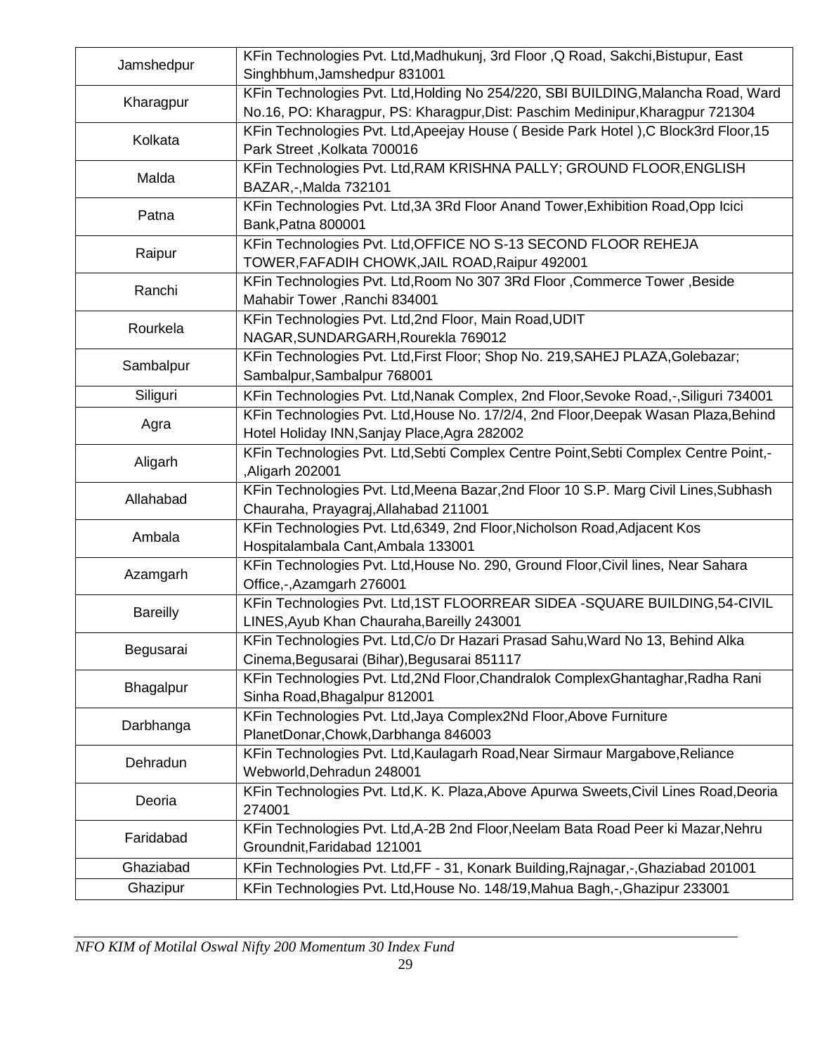| | |
|---|---|
| Jamshedpur | KFin Technologies Pvt. Ltd,Madhukunj, 3rd Floor ,Q Road, Sakchi,Bistupur, East Singhbhum,Jamshedpur 831001 |
| Kharagpur | KFin Technologies Pvt. Ltd,Holding No 254/220, SBI BUILDING,Malancha Road, Ward No.16, PO: Kharagpur, PS: Kharagpur,Dist: Paschim Medinipur,Kharagpur 721304 |
| Kolkata | KFin Technologies Pvt. Ltd,Apeejay House ( Beside Park Hotel ),C Block3rd Floor,15 Park Street ,Kolkata 700016 |
| Malda | KFin Technologies Pvt. Ltd,RAM KRISHNA PALLY; GROUND FLOOR,ENGLISH BAZAR,-,Malda 732101 |
| Patna | KFin Technologies Pvt. Ltd,3A 3Rd Floor Anand Tower,Exhibition Road,Opp Icici Bank,Patna 800001 |
| Raipur | KFin Technologies Pvt. Ltd,OFFICE NO S-13 SECOND FLOOR REHEJA TOWER,FAFADIH CHOWK,JAIL ROAD,Raipur 492001 |
| Ranchi | KFin Technologies Pvt. Ltd,Room No 307 3Rd Floor ,Commerce Tower ,Beside Mahabir Tower ,Ranchi 834001 |
| Rourkela | KFin Technologies Pvt. Ltd,2nd Floor, Main Road,UDIT NAGAR,SUNDARGARH,Rourekla 769012 |
| Sambalpur | KFin Technologies Pvt. Ltd,First Floor; Shop No. 219,SAHEJ PLAZA,Golebazar; Sambalpur,Sambalpur 768001 |
| Siliguri | KFin Technologies Pvt. Ltd,Nanak Complex, 2nd Floor,Sevoke Road,-,Siliguri 734001 |
| Agra | KFin Technologies Pvt. Ltd,House No. 17/2/4, 2nd Floor,Deepak Wasan Plaza,Behind Hotel Holiday INN,Sanjay Place,Agra 282002 |
| Aligarh | KFin Technologies Pvt. Ltd,Sebti Complex Centre Point,Sebti Complex Centre Point,-,Aligarh 202001 |
| Allahabad | KFin Technologies Pvt. Ltd,Meena Bazar,2nd Floor 10 S.P. Marg Civil Lines,Subhash Chauraha, Prayagraj,Allahabad 211001 |
| Ambala | KFin Technologies Pvt. Ltd,6349, 2nd Floor,Nicholson Road,Adjacent Kos Hospitalambala Cant,Ambala 133001 |
| Azamgarh | KFin Technologies Pvt. Ltd,House No. 290, Ground Floor,Civil lines, Near Sahara Office,-,Azamgarh 276001 |
| Bareilly | KFin Technologies Pvt. Ltd,1ST FLOORREAR SIDEA -SQUARE BUILDING,54-CIVIL LINES,Ayub Khan Chauraha,Bareilly 243001 |
| Begusarai | KFin Technologies Pvt. Ltd,C/o Dr Hazari Prasad Sahu,Ward No 13, Behind Alka Cinema,Begusarai (Bihar),Begusarai 851117 |
| Bhagalpur | KFin Technologies Pvt. Ltd,2Nd Floor,Chandralok ComplexGhantaghar,Radha Rani Sinha Road,Bhagalpur 812001 |
| Darbhanga | KFin Technologies Pvt. Ltd,Jaya Complex2Nd Floor,Above Furniture PlanetDonar,Chowk,Darbhanga 846003 |
| Dehradun | KFin Technologies Pvt. Ltd,Kaulagarh Road,Near Sirmaur Margabove,Reliance Webworld,Dehradun 248001 |
| Deoria | KFin Technologies Pvt. Ltd,K. K. Plaza,Above Apurwa Sweets,Civil Lines Road,Deoria 274001 |
| Faridabad | KFin Technologies Pvt. Ltd,A-2B 2nd Floor,Neelam Bata Road Peer ki Mazar,Nehru Groundnit,Faridabad 121001 |
| Ghaziabad | KFin Technologies Pvt. Ltd,FF - 31, Konark Building,Rajnagar,-,Ghaziabad 201001 |
| Ghazipur | KFin Technologies Pvt. Ltd,House No. 148/19,Mahua Bagh,-,Ghazipur 233001 |

*NFO KIM of Motilal Oswal Nifty 200 Momentum 30 Index Fund*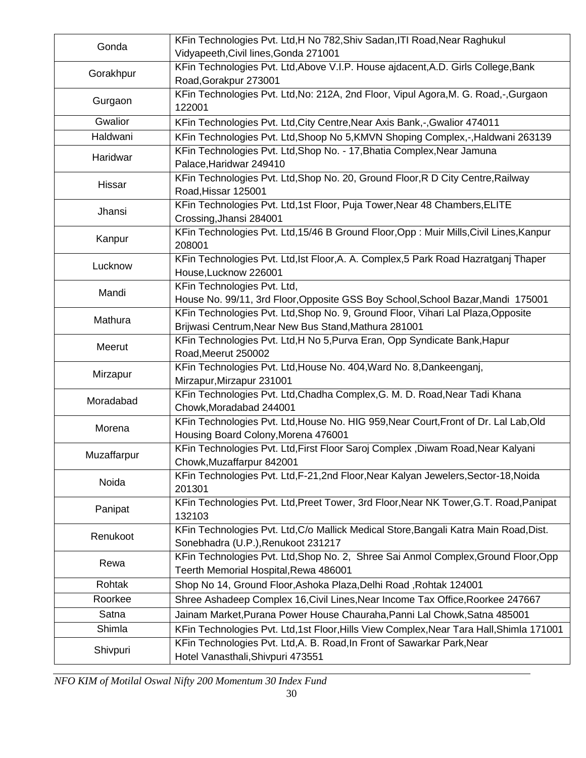| Gonda | KFin Technologies Pvt. Ltd,H No 782,Shiv Sadan,ITI Road,Near Raghukul Vidyapeeth,Civil lines,Gonda 271001 |
|---|---|
| Gorakhpur | KFin Technologies Pvt. Ltd,Above V.I.P. House ajdacent,A.D. Girls College,Bank Road,Gorakpur 273001 |
| Gurgaon | KFin Technologies Pvt. Ltd,No: 212A, 2nd Floor, Vipul Agora,M. G. Road,-,Gurgaon 122001 |
| Gwalior | KFin Technologies Pvt. Ltd,City Centre,Near Axis Bank,-,Gwalior 474011 |
| Haldwani | KFin Technologies Pvt. Ltd,Shoop No 5,KMVN Shoping Complex,-,Haldwani 263139 |
| Haridwar | KFin Technologies Pvt. Ltd,Shop No. - 17,Bhatia Complex,Near Jamuna Palace,Haridwar 249410 |
| Hissar | KFin Technologies Pvt. Ltd,Shop No. 20, Ground Floor,R D City Centre,Railway Road,Hissar 125001 |
| Jhansi | KFin Technologies Pvt. Ltd,1st Floor, Puja Tower,Near 48 Chambers,ELITE Crossing,Jhansi 284001 |
| Kanpur | KFin Technologies Pvt. Ltd,15/46 B Ground Floor,Opp : Muir Mills,Civil Lines,Kanpur 208001 |
| Lucknow | KFin Technologies Pvt. Ltd,Ist Floor,A. A. Complex,5 Park Road Hazratganj Thaper House,Lucknow 226001 |
| Mandi | KFin Technologies Pvt. Ltd, House No. 99/11, 3rd Floor,Opposite GSS Boy School,School Bazar,Mandi 175001 |
| Mathura | KFin Technologies Pvt. Ltd,Shop No. 9, Ground Floor, Vihari Lal Plaza,Opposite Brijwasi Centrum,Near New Bus Stand,Mathura 281001 |
| Meerut | KFin Technologies Pvt. Ltd,H No 5,Purva Eran, Opp Syndicate Bank,Hapur Road,Meerut 250002 |
| Mirzapur | KFin Technologies Pvt. Ltd,House No. 404,Ward No. 8,Dankeenganj, Mirzapur,Mirzapur 231001 |
| Moradabad | KFin Technologies Pvt. Ltd,Chadha Complex,G. M. D. Road,Near Tadi Khana Chowk,Moradabad 244001 |
| Morena | KFin Technologies Pvt. Ltd,House No. HIG 959,Near Court,Front of Dr. Lal Lab,Old Housing Board Colony,Morena 476001 |
| Muzaffarpur | KFin Technologies Pvt. Ltd,First Floor Saroj Complex ,Diwam Road,Near Kalyani Chowk,Muzaffarpur 842001 |
| Noida | KFin Technologies Pvt. Ltd,F-21,2nd Floor,Near Kalyan Jewelers,Sector-18,Noida 201301 |
| Panipat | KFin Technologies Pvt. Ltd,Preet Tower, 3rd Floor,Near NK Tower,G.T. Road,Panipat 132103 |
| Renukoot | KFin Technologies Pvt. Ltd,C/o Mallick Medical Store,Bangali Katra Main Road,Dist. Sonebhadra (U.P.),Renukoot 231217 |
| Rewa | KFin Technologies Pvt. Ltd,Shop No. 2, Shree Sai Anmol Complex,Ground Floor,Opp Teerth Memorial Hospital,Rewa 486001 |
| Rohtak | Shop No 14, Ground Floor,Ashoka Plaza,Delhi Road ,Rohtak 124001 |
| Roorkee | Shree Ashadeep Complex 16,Civil Lines,Near Income Tax Office,Roorkee 247667 |
| Satna | Jainam Market,Purana Power House Chauraha,Panni Lal Chowk,Satna 485001 |
| Shimla | KFin Technologies Pvt. Ltd,1st Floor,Hills View Complex,Near Tara Hall,Shimla 171001 |
| Shivpuri | KFin Technologies Pvt. Ltd,A. B. Road,In Front of Sawarkar Park,Near Hotel Vanasthali,Shivpuri 473551 |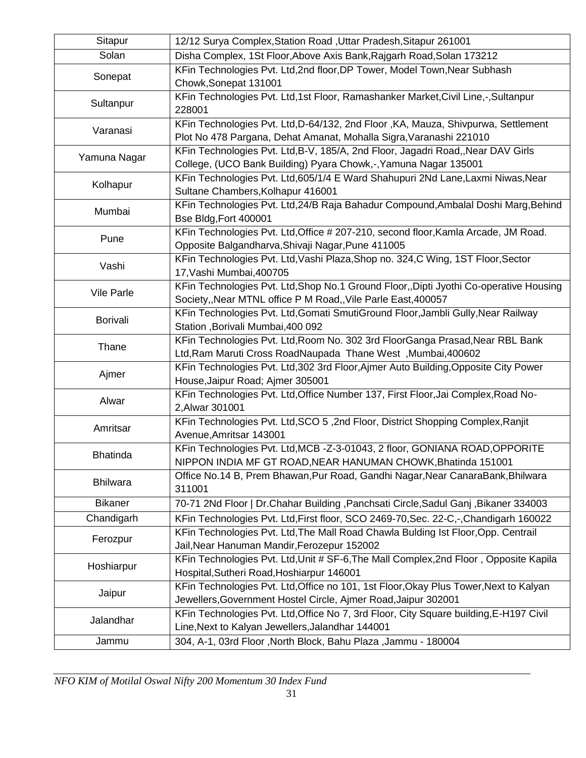| Sitapur | 12/12 Surya Complex,Station Road ,Uttar Pradesh,Sitapur 261001 |
|---|---|
| Solan | Disha Complex, 1St Floor,Above Axis Bank,Rajgarh Road,Solan 173212 |
| Sonepat | KFin Technologies Pvt. Ltd,2nd floor,DP Tower, Model Town,Near Subhash Chowk,Sonepat 131001 |
| Sultanpur | KFin Technologies Pvt. Ltd,1st Floor, Ramashanker Market,Civil Line,-,Sultanpur 228001 |
| Varanasi | KFin Technologies Pvt. Ltd,D-64/132, 2nd Floor ,KA, Mauza, Shivpurwa, Settlement Plot No 478 Pargana, Dehat Amanat, Mohalla Sigra,Varanashi 221010 |
| Yamuna Nagar | KFin Technologies Pvt. Ltd,B-V, 185/A, 2nd Floor, Jagadri Road,,Near DAV Girls College, (UCO Bank Building) Pyara Chowk,-,Yamuna Nagar 135001 |
| Kolhapur | KFin Technologies Pvt. Ltd,605/1/4 E Ward Shahupuri 2Nd Lane,Laxmi Niwas,Near Sultane Chambers,Kolhapur 416001 |
| Mumbai | KFin Technologies Pvt. Ltd,24/B Raja Bahadur Compound,Ambalal Doshi Marg,Behind Bse Bldg,Fort 400001 |
| Pune | KFin Technologies Pvt. Ltd,Office # 207-210, second floor,Kamla Arcade, JM Road. Opposite Balgandharva,Shivaji Nagar,Pune 411005 |
| Vashi | KFin Technologies Pvt. Ltd,Vashi Plaza,Shop no. 324,C Wing, 1ST Floor,Sector 17,Vashi Mumbai,400705 |
| Vile Parle | KFin Technologies Pvt. Ltd,Shop No.1 Ground Floor,,Dipti Jyothi Co-operative Housing Society,,Near MTNL office P M Road,,Vile Parle East,400057 |
| Borivali | KFin Technologies Pvt. Ltd,Gomati SmutiGround Floor,Jambli Gully,Near Railway Station ,Borivali Mumbai,400 092 |
| Thane | KFin Technologies Pvt. Ltd,Room No. 302 3rd FloorGanga Prasad,Near RBL Bank Ltd,Ram Maruti Cross RoadNaupada Thane West ,Mumbai,400602 |
| Ajmer | KFin Technologies Pvt. Ltd,302 3rd Floor,Ajmer Auto Building,Opposite City Power House,Jaipur Road; Ajmer 305001 |
| Alwar | KFin Technologies Pvt. Ltd,Office Number 137, First Floor,Jai Complex,Road No-2,Alwar 301001 |
| Amritsar | KFin Technologies Pvt. Ltd,SCO 5 ,2nd Floor, District Shopping Complex,Ranjit Avenue,Amritsar 143001 |
| Bhatinda | KFin Technologies Pvt. Ltd,MCB -Z-3-01043, 2 floor, GONIANA ROAD,OPPORITE NIPPON INDIA MF GT ROAD,NEAR HANUMAN CHOWK,Bhatinda 151001 |
| Bhilwara | Office No.14 B, Prem Bhawan,Pur Road, Gandhi Nagar,Near CanaraBank,Bhilwara 311001 |
| Bikaner | 70-71 2Nd Floor \| Dr.Chahar Building ,Panchsati Circle,Sadul Ganj ,Bikaner 334003 |
| Chandigarh | KFin Technologies Pvt. Ltd,First floor, SCO 2469-70,Sec. 22-C,-,Chandigarh 160022 |
| Ferozpur | KFin Technologies Pvt. Ltd,The Mall Road Chawla Bulding Ist Floor,Opp. Centrail Jail,Near Hanuman Mandir,Ferozepur 152002 |
| Hoshiarpur | KFin Technologies Pvt. Ltd,Unit # SF-6,The Mall Complex,2nd Floor , Opposite Kapila Hospital,Sutheri Road,Hoshiarpur 146001 |
| Jaipur | KFin Technologies Pvt. Ltd,Office no 101, 1st Floor,Okay Plus Tower,Next to Kalyan Jewellers,Government Hostel Circle, Ajmer Road,Jaipur 302001 |
| Jalandhar | KFin Technologies Pvt. Ltd,Office No 7, 3rd Floor, City Square building,E-H197 Civil Line,Next to Kalyan Jewellers,Jalandhar 144001 |
| Jammu | 304, A-1, 03rd Floor ,North Block, Bahu Plaza ,Jammu - 180004 |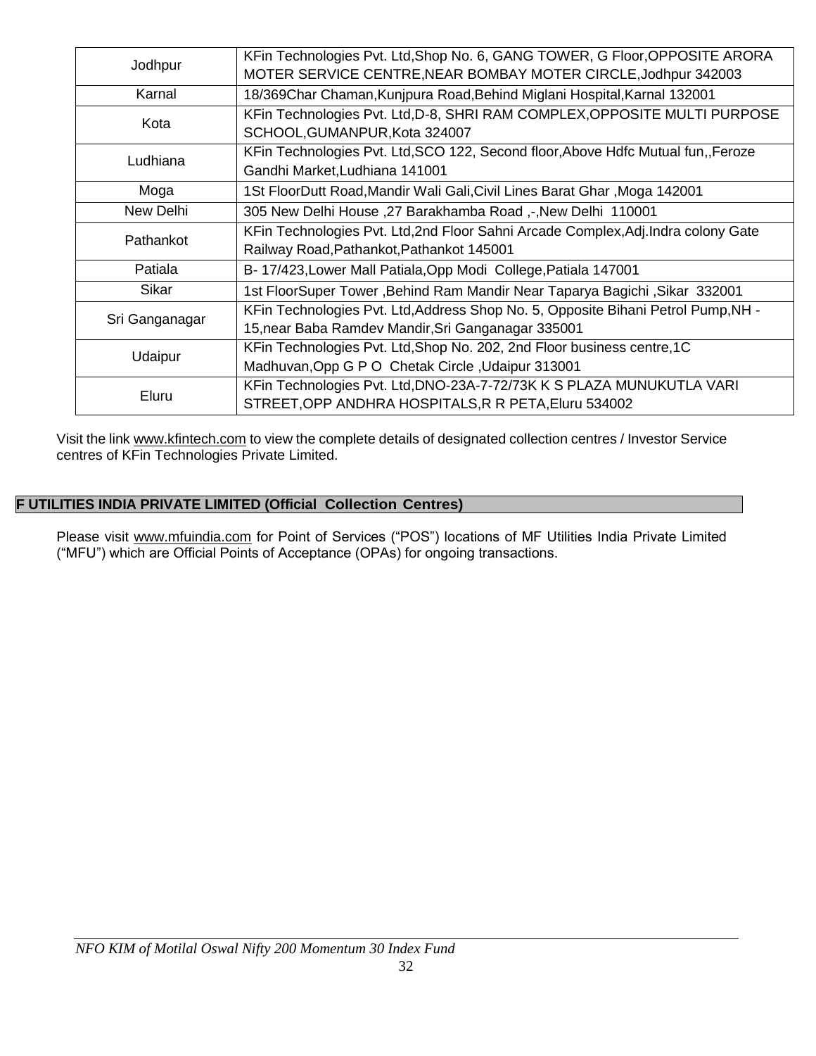| | |
|---|---|
| Jodhpur | KFin Technologies Pvt. Ltd,Shop No. 6, GANG TOWER, G Floor,OPPOSITE ARORA MOTER SERVICE CENTRE,NEAR BOMBAY MOTER CIRCLE,Jodhpur 342003 |
| Karnal | 18/369Char Chaman,Kunjpura Road,Behind Miglani Hospital,Karnal 132001 |
| Kota | KFin Technologies Pvt. Ltd,D-8, SHRI RAM COMPLEX,OPPOSITE MULTI PURPOSE SCHOOL,GUMANPUR,Kota 324007 |
| Ludhiana | KFin Technologies Pvt. Ltd,SCO 122, Second floor,Above Hdfc Mutual fun,,Feroze Gandhi Market,Ludhiana 141001 |
| Moga | 1St FloorDutt Road,Mandir Wali Gali,Civil Lines Barat Ghar ,Moga 142001 |
| New Delhi | 305 New Delhi House ,27 Barakhamba Road ,-,New Delhi 110001 |
| Pathankot | KFin Technologies Pvt. Ltd,2nd Floor Sahni Arcade Complex,Adj.Indra colony Gate Railway Road,Pathankot,Pathankot 145001 |
| Patiala | B- 17/423,Lower Mall Patiala,Opp Modi College,Patiala 147001 |
| Sikar | 1st FloorSuper Tower ,Behind Ram Mandir Near Taparya Bagichi ,Sikar 332001 |
| Sri Ganganagar | KFin Technologies Pvt. Ltd,Address Shop No. 5, Opposite Bihani Petrol Pump,NH - 15,near Baba Ramdev Mandir,Sri Ganganagar 335001 |
| Udaipur | KFin Technologies Pvt. Ltd,Shop No. 202, 2nd Floor business centre,1C Madhuvan,Opp G P O Chetak Circle ,Udaipur 313001 |
| Eluru | KFin Technologies Pvt. Ltd,DNO-23A-7-72/73K K S PLAZA MUNUKUTLA VARI STREET,OPP ANDHRA HOSPITALS,R R PETA,Eluru 534002 |

Visit the link www.kfintech.com to view the complete details of designated collection centres / Investor Service centres of KFin Technologies Private Limited.

## F UTILITIES INDIA PRIVATE LIMITED (Official Collection Centres)

Please visit www.mfuindia.com for Point of Services ("POS") locations of MF Utilities India Private Limited ("MFU") which are Official Points of Acceptance (OPAs) for ongoing transactions.